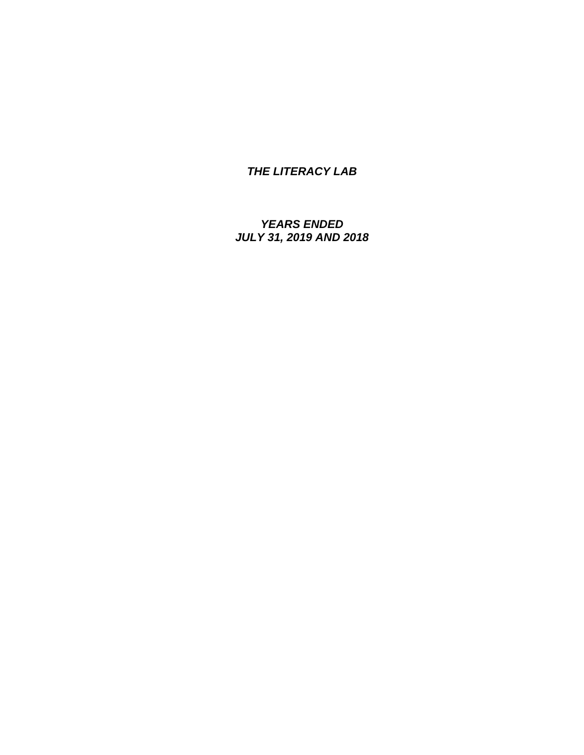***THE LITERACY LAB***

***YEARS ENDED***
***JULY 31, 2019 AND 2018***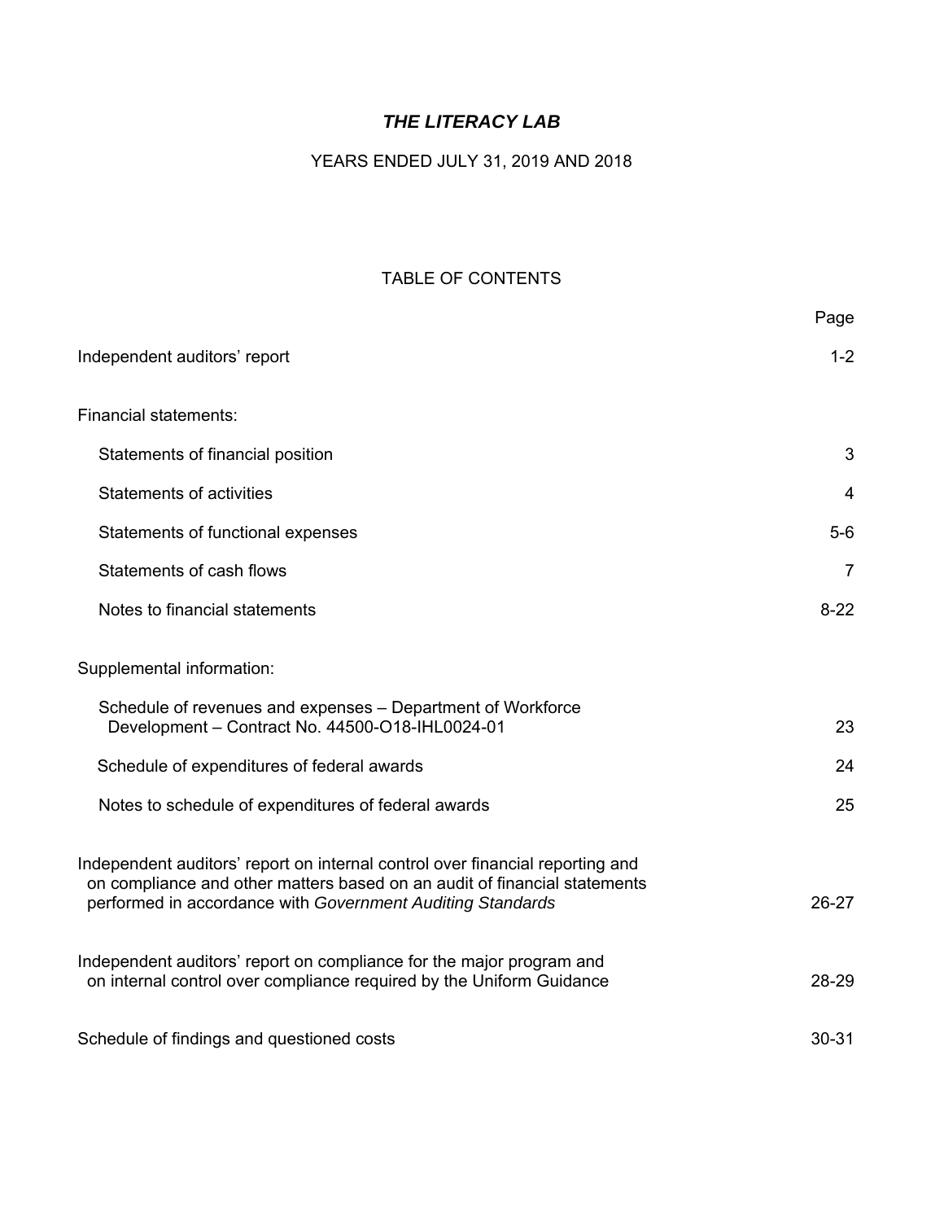# *THE LITERACY LAB*

YEARS ENDED JULY 31, 2019 AND 2018

## TABLE OF CONTENTS

| | Page |
|---|---|
| Independent auditors' report | 1-2 |
| Financial statements: | |
| Statements of financial position | 3 |
| Statements of activities | 4 |
| Statements of functional expenses | 5-6 |
| Statements of cash flows | 7 |
| Notes to financial statements | 8-22 |
| Supplemental information: | |
| Schedule of revenues and expenses – Department of Workforce Development – Contract No. 44500-O18-IHL0024-01 | 23 |
| Schedule of expenditures of federal awards | 24 |
| Notes to schedule of expenditures of federal awards | 25 |
| Independent auditors' report on internal control over financial reporting and on compliance and other matters based on an audit of financial statements performed in accordance with *Government Auditing Standards* | 26-27 |
| Independent auditors' report on compliance for the major program and on internal control over compliance required by the Uniform Guidance | 28-29 |
| Schedule of findings and questioned costs | 30-31 |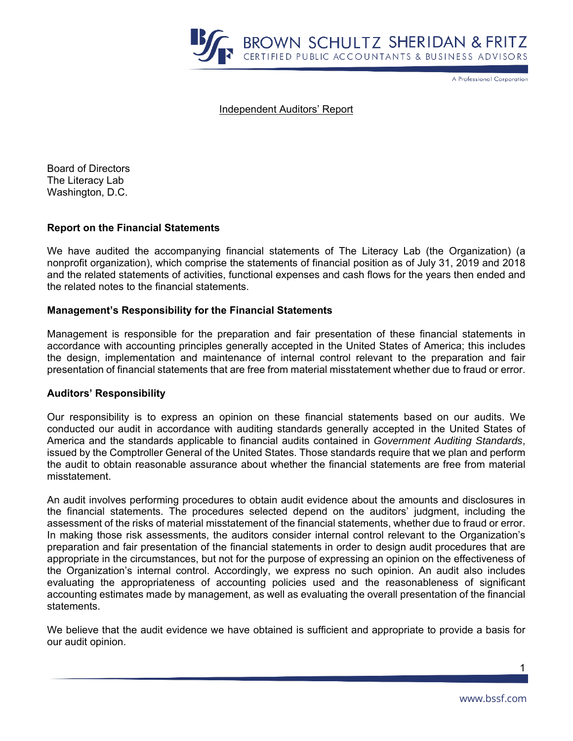# Independent Auditors' Report

Board of Directors
The Literacy Lab
Washington, D.C.

## Report on the Financial Statements

We have audited the accompanying financial statements of The Literacy Lab (the Organization) (a nonprofit organization), which comprise the statements of financial position as of July 31, 2019 and 2018 and the related statements of activities, functional expenses and cash flows for the years then ended and the related notes to the financial statements.

## Management's Responsibility for the Financial Statements

Management is responsible for the preparation and fair presentation of these financial statements in accordance with accounting principles generally accepted in the United States of America; this includes the design, implementation and maintenance of internal control relevant to the preparation and fair presentation of financial statements that are free from material misstatement whether due to fraud or error.

## Auditors' Responsibility

Our responsibility is to express an opinion on these financial statements based on our audits. We conducted our audit in accordance with auditing standards generally accepted in the United States of America and the standards applicable to financial audits contained in *Government Auditing Standards*, issued by the Comptroller General of the United States. Those standards require that we plan and perform the audit to obtain reasonable assurance about whether the financial statements are free from material misstatement.

An audit involves performing procedures to obtain audit evidence about the amounts and disclosures in the financial statements. The procedures selected depend on the auditors' judgment, including the assessment of the risks of material misstatement of the financial statements, whether due to fraud or error. In making those risk assessments, the auditors consider internal control relevant to the Organization's preparation and fair presentation of the financial statements in order to design audit procedures that are appropriate in the circumstances, but not for the purpose of expressing an opinion on the effectiveness of the Organization's internal control. Accordingly, we express no such opinion. An audit also includes evaluating the appropriateness of accounting policies used and the reasonableness of significant accounting estimates made by management, as well as evaluating the overall presentation of the financial statements.

We believe that the audit evidence we have obtained is sufficient and appropriate to provide a basis for our audit opinion.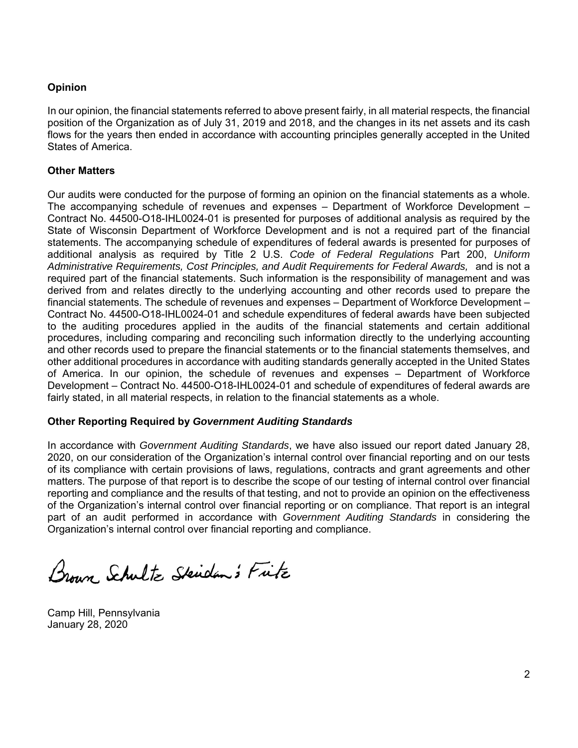## Opinion

In our opinion, the financial statements referred to above present fairly, in all material respects, the financial position of the Organization as of July 31, 2019 and 2018, and the changes in its net assets and its cash flows for the years then ended in accordance with accounting principles generally accepted in the United States of America.

## Other Matters

Our audits were conducted for the purpose of forming an opinion on the financial statements as a whole. The accompanying schedule of revenues and expenses – Department of Workforce Development – Contract No. 44500-O18-IHL0024-01 is presented for purposes of additional analysis as required by the State of Wisconsin Department of Workforce Development and is not a required part of the financial statements. The accompanying schedule of expenditures of federal awards is presented for purposes of additional analysis as required by Title 2 U.S. *Code of Federal Regulations* Part 200, *Uniform Administrative Requirements, Cost Principles, and Audit Requirements for Federal Awards,* and is not a required part of the financial statements. Such information is the responsibility of management and was derived from and relates directly to the underlying accounting and other records used to prepare the financial statements. The schedule of revenues and expenses – Department of Workforce Development – Contract No. 44500-O18-IHL0024-01 and schedule expenditures of federal awards have been subjected to the auditing procedures applied in the audits of the financial statements and certain additional procedures, including comparing and reconciling such information directly to the underlying accounting and other records used to prepare the financial statements or to the financial statements themselves, and other additional procedures in accordance with auditing standards generally accepted in the United States of America. In our opinion, the schedule of revenues and expenses – Department of Workforce Development – Contract No. 44500-O18-IHL0024-01 and schedule of expenditures of federal awards are fairly stated, in all material respects, in relation to the financial statements as a whole.

## Other Reporting Required by *Government Auditing Standards*

In accordance with *Government Auditing Standards*, we have also issued our report dated January 28, 2020, on our consideration of the Organization's internal control over financial reporting and on our tests of its compliance with certain provisions of laws, regulations, contracts and grant agreements and other matters. The purpose of that report is to describe the scope of our testing of internal control over financial reporting and compliance and the results of that testing, and not to provide an opinion on the effectiveness of the Organization's internal control over financial reporting or on compliance. That report is an integral part of an audit performed in accordance with *Government Auditing Standards* in considering the Organization's internal control over financial reporting and compliance.

Brown Schultz Sheridan & Fritz

Camp Hill, Pennsylvania
January 28, 2020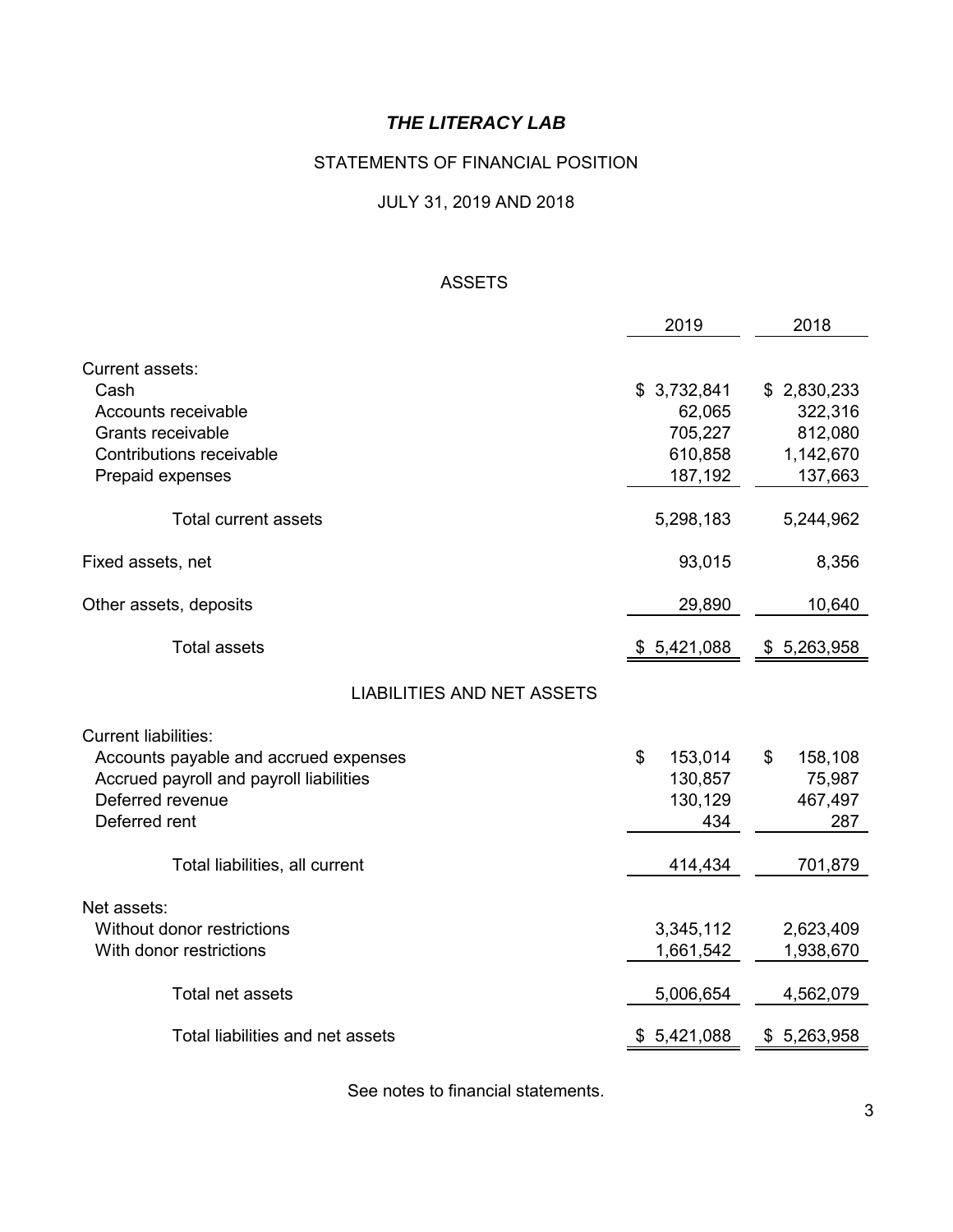# *THE LITERACY LAB*

## STATEMENTS OF FINANCIAL POSITION

## JULY 31, 2019 AND 2018

### ASSETS

| | 2019 | 2018 |
|---|---|---|
| Current assets: | | |
| Cash | $ 3,732,841 | $ 2,830,233 |
| Accounts receivable | 62,065 | 322,316 |
| Grants receivable | 705,227 | 812,080 |
| Contributions receivable | 610,858 | 1,142,670 |
| Prepaid expenses | 187,192 | 137,663 |
| Total current assets | 5,298,183 | 5,244,962 |
| Fixed assets, net | 93,015 | 8,356 |
| Other assets, deposits | 29,890 | 10,640 |
| Total assets | $ 5,421,088 | $ 5,263,958 |

### LIABILITIES AND NET ASSETS

| | 2019 | 2018 |
|---|---|---|
| Current liabilities: | | |
| Accounts payable and accrued expenses | $ 153,014 | $ 158,108 |
| Accrued payroll and payroll liabilities | 130,857 | 75,987 |
| Deferred revenue | 130,129 | 467,497 |
| Deferred rent | 434 | 287 |
| Total liabilities, all current | 414,434 | 701,879 |
| Net assets: | | |
| Without donor restrictions | 3,345,112 | 2,623,409 |
| With donor restrictions | 1,661,542 | 1,938,670 |
| Total net assets | 5,006,654 | 4,562,079 |
| Total liabilities and net assets | $ 5,421,088 | $ 5,263,958 |

See notes to financial statements.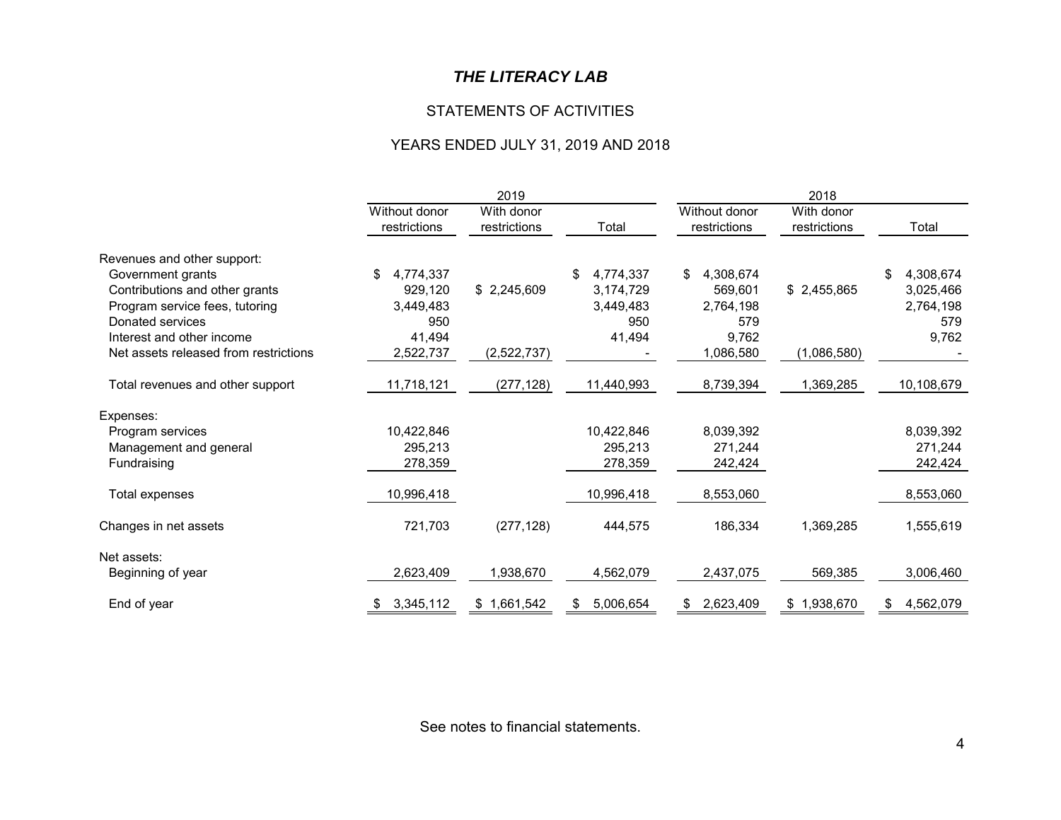# *THE LITERACY LAB*

## STATEMENTS OF ACTIVITIES

## YEARS ENDED JULY 31, 2019 AND 2018

| | 2019 | | | 2018 | | |
|---|---|---|---|---|---|---|
| | Without donor restrictions | With donor restrictions | Total | Without donor restrictions | With donor restrictions | Total |
| Revenues and other support: | | | | | | |
| Government grants | $ 4,774,337 | | $ 4,774,337 | $ 4,308,674 | | $ 4,308,674 |
| Contributions and other grants | 929,120 | $ 2,245,609 | 3,174,729 | 569,601 | $ 2,455,865 | 3,025,466 |
| Program service fees, tutoring | 3,449,483 | | 3,449,483 | 2,764,198 | | 2,764,198 |
| Donated services | 950 | | 950 | 579 | | 579 |
| Interest and other income | 41,494 | | 41,494 | 9,762 | | 9,762 |
| Net assets released from restrictions | 2,522,737 | (2,522,737) | - | 1,086,580 | (1,086,580) | - |
| Total revenues and other support | 11,718,121 | (277,128) | 11,440,993 | 8,739,394 | 1,369,285 | 10,108,679 |
| Expenses: | | | | | | |
| Program services | 10,422,846 | | 10,422,846 | 8,039,392 | | 8,039,392 |
| Management and general | 295,213 | | 295,213 | 271,244 | | 271,244 |
| Fundraising | 278,359 | | 278,359 | 242,424 | | 242,424 |
| Total expenses | 10,996,418 | | 10,996,418 | 8,553,060 | | 8,553,060 |
| Changes in net assets | 721,703 | (277,128) | 444,575 | 186,334 | 1,369,285 | 1,555,619 |
| Net assets: | | | | | | |
| Beginning of year | 2,623,409 | 1,938,670 | 4,562,079 | 2,437,075 | 569,385 | 3,006,460 |
| End of year | $ 3,345,112 | $ 1,661,542 | $ 5,006,654 | $ 2,623,409 | $ 1,938,670 | $ 4,562,079 |

See notes to financial statements.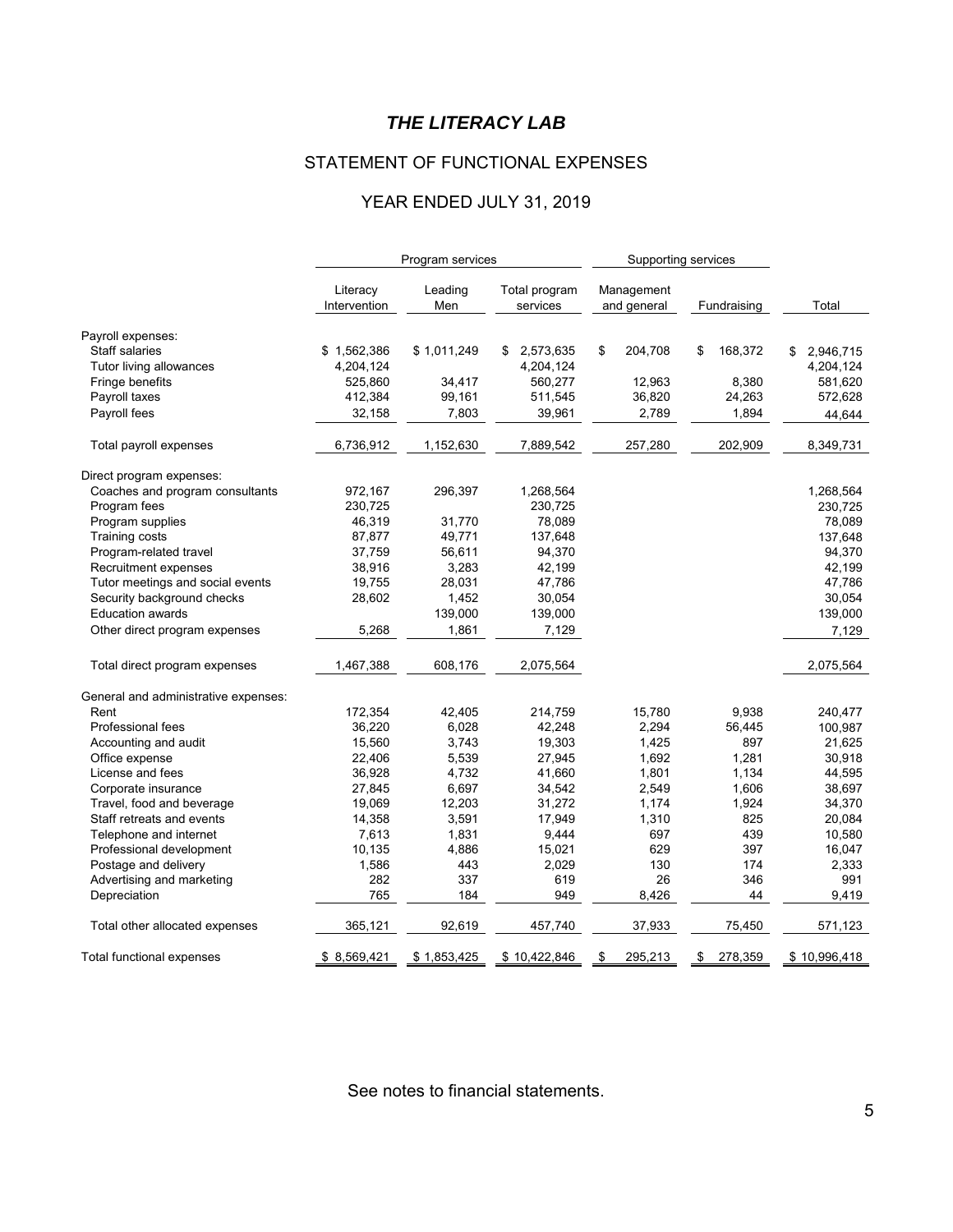# *THE LITERACY LAB*

## STATEMENT OF FUNCTIONAL EXPENSES

## YEAR ENDED JULY 31, 2019

| | Program services | | | Supporting services | | |
|---|---|---|---|---|---|---|
| | Literacy Intervention | Leading Men | Total program services | Management and general | Fundraising | Total |
| Payroll expenses: | | | | | | |
| Staff salaries | $ 1,562,386 | $ 1,011,249 | $ 2,573,635 | $ 204,708 | $ 168,372 | $ 2,946,715 |
| Tutor living allowances | 4,204,124 | | 4,204,124 | | | 4,204,124 |
| Fringe benefits | 525,860 | 34,417 | 560,277 | 12,963 | 8,380 | 581,620 |
| Payroll taxes | 412,384 | 99,161 | 511,545 | 36,820 | 24,263 | 572,628 |
| Payroll fees | 32,158 | 7,803 | 39,961 | 2,789 | 1,894 | 44,644 |
| Total payroll expenses | 6,736,912 | 1,152,630 | 7,889,542 | 257,280 | 202,909 | 8,349,731 |
| Direct program expenses: | | | | | | |
| Coaches and program consultants | 972,167 | 296,397 | 1,268,564 | | | 1,268,564 |
| Program fees | 230,725 | | 230,725 | | | 230,725 |
| Program supplies | 46,319 | 31,770 | 78,089 | | | 78,089 |
| Training costs | 87,877 | 49,771 | 137,648 | | | 137,648 |
| Program-related travel | 37,759 | 56,611 | 94,370 | | | 94,370 |
| Recruitment expenses | 38,916 | 3,283 | 42,199 | | | 42,199 |
| Tutor meetings and social events | 19,755 | 28,031 | 47,786 | | | 47,786 |
| Security background checks | 28,602 | 1,452 | 30,054 | | | 30,054 |
| Education awards | | 139,000 | 139,000 | | | 139,000 |
| Other direct program expenses | 5,268 | 1,861 | 7,129 | | | 7,129 |
| Total direct program expenses | 1,467,388 | 608,176 | 2,075,564 | | | 2,075,564 |
| General and administrative expenses: | | | | | | |
| Rent | 172,354 | 42,405 | 214,759 | 15,780 | 9,938 | 240,477 |
| Professional fees | 36,220 | 6,028 | 42,248 | 2,294 | 56,445 | 100,987 |
| Accounting and audit | 15,560 | 3,743 | 19,303 | 1,425 | 897 | 21,625 |
| Office expense | 22,406 | 5,539 | 27,945 | 1,692 | 1,281 | 30,918 |
| License and fees | 36,928 | 4,732 | 41,660 | 1,801 | 1,134 | 44,595 |
| Corporate insurance | 27,845 | 6,697 | 34,542 | 2,549 | 1,606 | 38,697 |
| Travel, food and beverage | 19,069 | 12,203 | 31,272 | 1,174 | 1,924 | 34,370 |
| Staff retreats and events | 14,358 | 3,591 | 17,949 | 1,310 | 825 | 20,084 |
| Telephone and internet | 7,613 | 1,831 | 9,444 | 697 | 439 | 10,580 |
| Professional development | 10,135 | 4,886 | 15,021 | 629 | 397 | 16,047 |
| Postage and delivery | 1,586 | 443 | 2,029 | 130 | 174 | 2,333 |
| Advertising and marketing | 282 | 337 | 619 | 26 | 346 | 991 |
| Depreciation | 765 | 184 | 949 | 8,426 | 44 | 9,419 |
| Total other allocated expenses | 365,121 | 92,619 | 457,740 | 37,933 | 75,450 | 571,123 |
| Total functional expenses | $ 8,569,421 | $ 1,853,425 | $ 10,422,846 | $ 295,213 | $ 278,359 | $ 10,996,418 |

See notes to financial statements.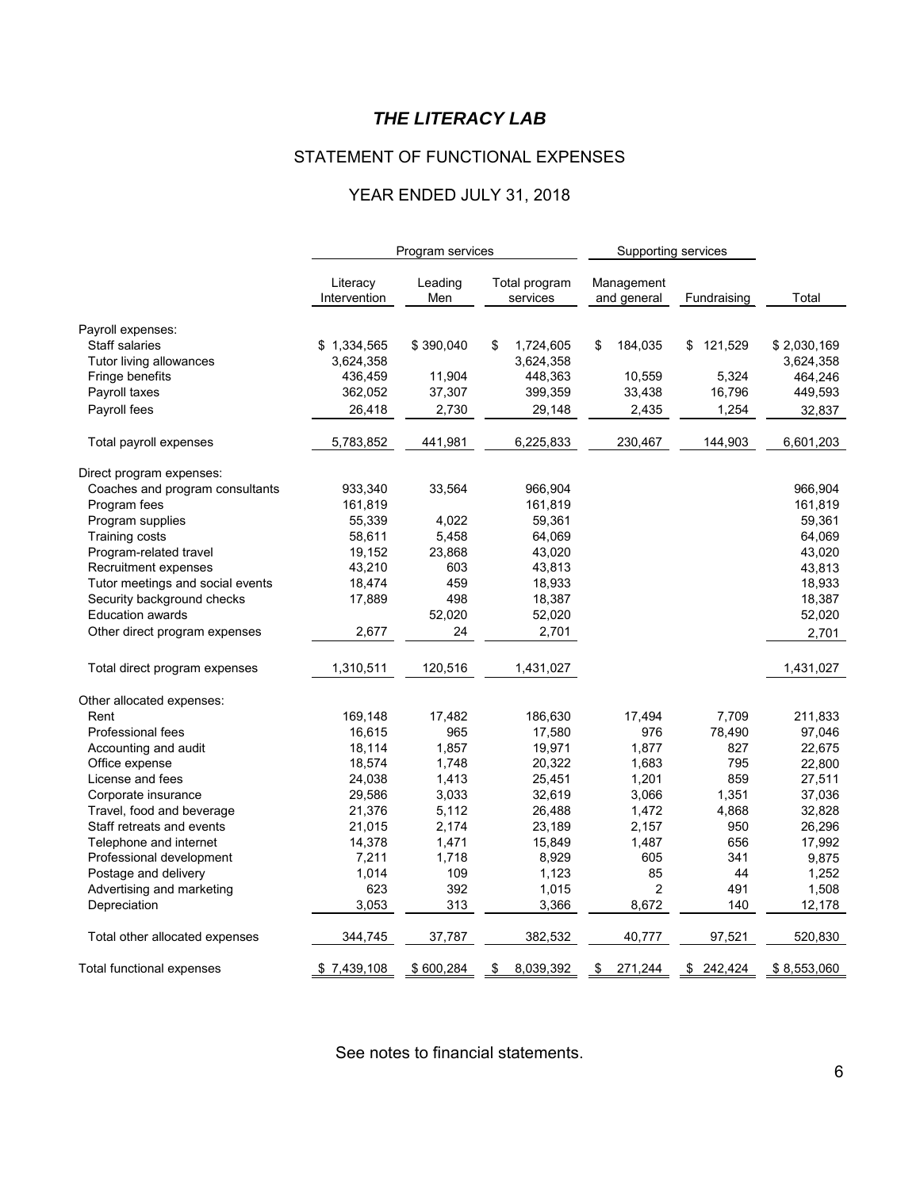# *THE LITERACY LAB*

## STATEMENT OF FUNCTIONAL EXPENSES

## YEAR ENDED JULY 31, 2018

| | Program services | | | Supporting services | | |
|---|---|---|---|---|---|---|
| | Literacy Intervention | Leading Men | Total program services | Management and general | Fundraising | Total |
| Payroll expenses: | | | | | | |
| Staff salaries | $ 1,334,565 | $ 390,040 | $ 1,724,605 | $ 184,035 | $ 121,529 | $ 2,030,169 |
| Tutor living allowances | 3,624,358 | | 3,624,358 | | | 3,624,358 |
| Fringe benefits | 436,459 | 11,904 | 448,363 | 10,559 | 5,324 | 464,246 |
| Payroll taxes | 362,052 | 37,307 | 399,359 | 33,438 | 16,796 | 449,593 |
| Payroll fees | 26,418 | 2,730 | 29,148 | 2,435 | 1,254 | 32,837 |
| Total payroll expenses | 5,783,852 | 441,981 | 6,225,833 | 230,467 | 144,903 | 6,601,203 |
| Direct program expenses: | | | | | | |
| Coaches and program consultants | 933,340 | 33,564 | 966,904 | | | 966,904 |
| Program fees | 161,819 | | 161,819 | | | 161,819 |
| Program supplies | 55,339 | 4,022 | 59,361 | | | 59,361 |
| Training costs | 58,611 | 5,458 | 64,069 | | | 64,069 |
| Program-related travel | 19,152 | 23,868 | 43,020 | | | 43,020 |
| Recruitment expenses | 43,210 | 603 | 43,813 | | | 43,813 |
| Tutor meetings and social events | 18,474 | 459 | 18,933 | | | 18,933 |
| Security background checks | 17,889 | 498 | 18,387 | | | 18,387 |
| Education awards | | 52,020 | 52,020 | | | 52,020 |
| Other direct program expenses | 2,677 | 24 | 2,701 | | | 2,701 |
| Total direct program expenses | 1,310,511 | 120,516 | 1,431,027 | | | 1,431,027 |
| Other allocated expenses: | | | | | | |
| Rent | 169,148 | 17,482 | 186,630 | 17,494 | 7,709 | 211,833 |
| Professional fees | 16,615 | 965 | 17,580 | 976 | 78,490 | 97,046 |
| Accounting and audit | 18,114 | 1,857 | 19,971 | 1,877 | 827 | 22,675 |
| Office expense | 18,574 | 1,748 | 20,322 | 1,683 | 795 | 22,800 |
| License and fees | 24,038 | 1,413 | 25,451 | 1,201 | 859 | 27,511 |
| Corporate insurance | 29,586 | 3,033 | 32,619 | 3,066 | 1,351 | 37,036 |
| Travel, food and beverage | 21,376 | 5,112 | 26,488 | 1,472 | 4,868 | 32,828 |
| Staff retreats and events | 21,015 | 2,174 | 23,189 | 2,157 | 950 | 26,296 |
| Telephone and internet | 14,378 | 1,471 | 15,849 | 1,487 | 656 | 17,992 |
| Professional development | 7,211 | 1,718 | 8,929 | 605 | 341 | 9,875 |
| Postage and delivery | 1,014 | 109 | 1,123 | 85 | 44 | 1,252 |
| Advertising and marketing | 623 | 392 | 1,015 | 2 | 491 | 1,508 |
| Depreciation | 3,053 | 313 | 3,366 | 8,672 | 140 | 12,178 |
| Total other allocated expenses | 344,745 | 37,787 | 382,532 | 40,777 | 97,521 | 520,830 |
| Total functional expenses | $ 7,439,108 | $ 600,284 | $ 8,039,392 | $ 271,244 | $ 242,424 | $ 8,553,060 |

See notes to financial statements.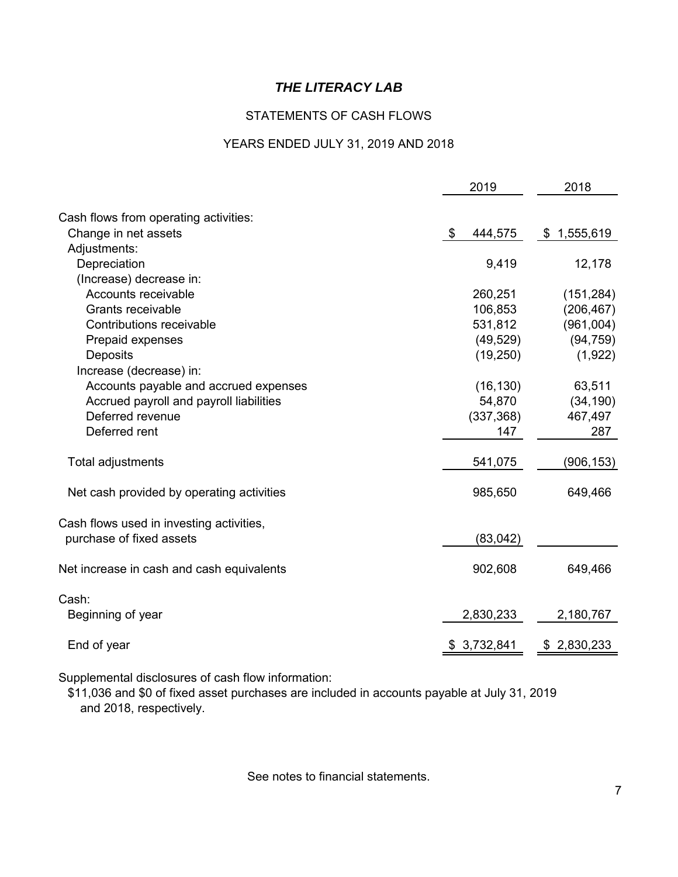# *THE LITERACY LAB*

## STATEMENTS OF CASH FLOWS

### YEARS ENDED JULY 31, 2019 AND 2018

| | 2019 | 2018 |
|---|---|---|
| Cash flows from operating activities: | | |
| Change in net assets | $ 444,575 | $ 1,555,619 |
| Adjustments: | | |
| Depreciation | 9,419 | 12,178 |
| (Increase) decrease in: | | |
| Accounts receivable | 260,251 | (151,284) |
| Grants receivable | 106,853 | (206,467) |
| Contributions receivable | 531,812 | (961,004) |
| Prepaid expenses | (49,529) | (94,759) |
| Deposits | (19,250) | (1,922) |
| Increase (decrease) in: | | |
| Accounts payable and accrued expenses | (16,130) | 63,511 |
| Accrued payroll and payroll liabilities | 54,870 | (34,190) |
| Deferred revenue | (337,368) | 467,497 |
| Deferred rent | 147 | 287 |
| Total adjustments | 541,075 | (906,153) |
| Net cash provided by operating activities | 985,650 | 649,466 |
| Cash flows used in investing activities, purchase of fixed assets | (83,042) | |
| Net increase in cash and cash equivalents | 902,608 | 649,466 |
| Cash: | | |
| Beginning of year | 2,830,233 | 2,180,767 |
| End of year | $ 3,732,841 | $ 2,830,233 |

Supplemental disclosures of cash flow information:
$11,036 and $0 of fixed asset purchases are included in accounts payable at July 31, 2019 and 2018, respectively.

See notes to financial statements.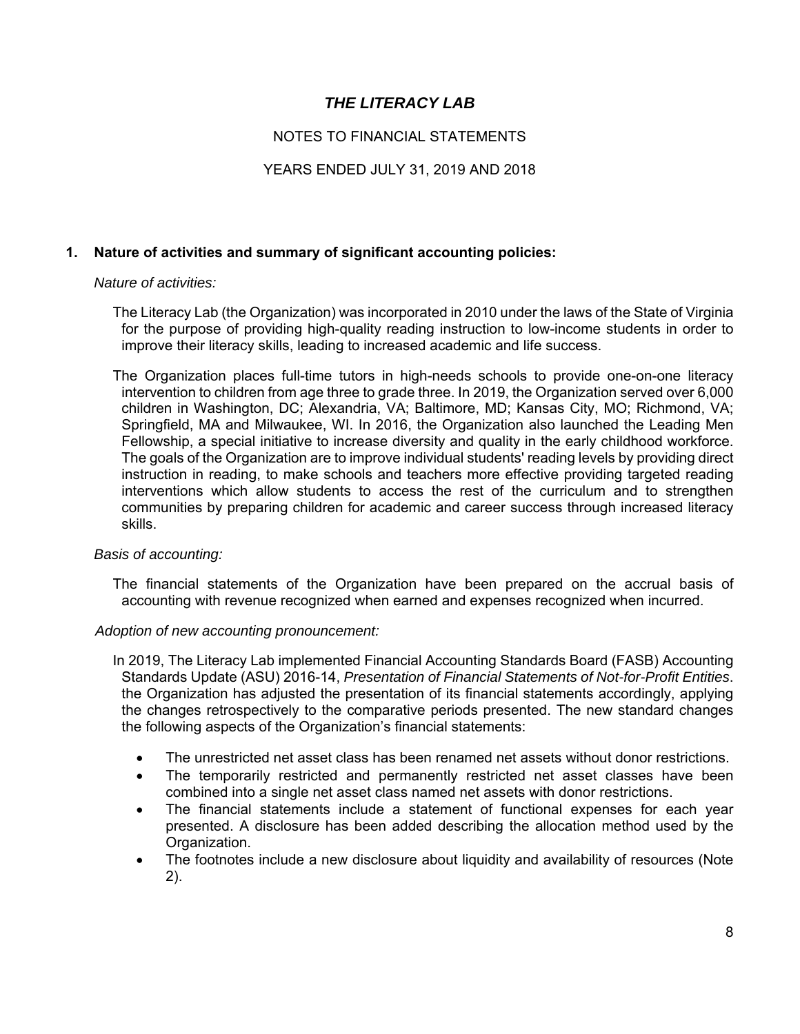# *THE LITERACY LAB*

NOTES TO FINANCIAL STATEMENTS

YEARS ENDED JULY 31, 2019 AND 2018

## 1. Nature of activities and summary of significant accounting policies:

*Nature of activities:*

The Literacy Lab (the Organization) was incorporated in 2010 under the laws of the State of Virginia for the purpose of providing high-quality reading instruction to low-income students in order to improve their literacy skills, leading to increased academic and life success.

The Organization places full-time tutors in high-needs schools to provide one-on-one literacy intervention to children from age three to grade three. In 2019, the Organization served over 6,000 children in Washington, DC; Alexandria, VA; Baltimore, MD; Kansas City, MO; Richmond, VA; Springfield, MA and Milwaukee, WI. In 2016, the Organization also launched the Leading Men Fellowship, a special initiative to increase diversity and quality in the early childhood workforce. The goals of the Organization are to improve individual students' reading levels by providing direct instruction in reading, to make schools and teachers more effective providing targeted reading interventions which allow students to access the rest of the curriculum and to strengthen communities by preparing children for academic and career success through increased literacy skills.

*Basis of accounting:*

The financial statements of the Organization have been prepared on the accrual basis of accounting with revenue recognized when earned and expenses recognized when incurred.

*Adoption of new accounting pronouncement:*

In 2019, The Literacy Lab implemented Financial Accounting Standards Board (FASB) Accounting Standards Update (ASU) 2016-14, *Presentation of Financial Statements of Not-for-Profit Entities*. the Organization has adjusted the presentation of its financial statements accordingly, applying the changes retrospectively to the comparative periods presented. The new standard changes the following aspects of the Organization's financial statements:

- The unrestricted net asset class has been renamed net assets without donor restrictions.
- The temporarily restricted and permanently restricted net asset classes have been combined into a single net asset class named net assets with donor restrictions.
- The financial statements include a statement of functional expenses for each year presented. A disclosure has been added describing the allocation method used by the Organization.
- The footnotes include a new disclosure about liquidity and availability of resources (Note 2).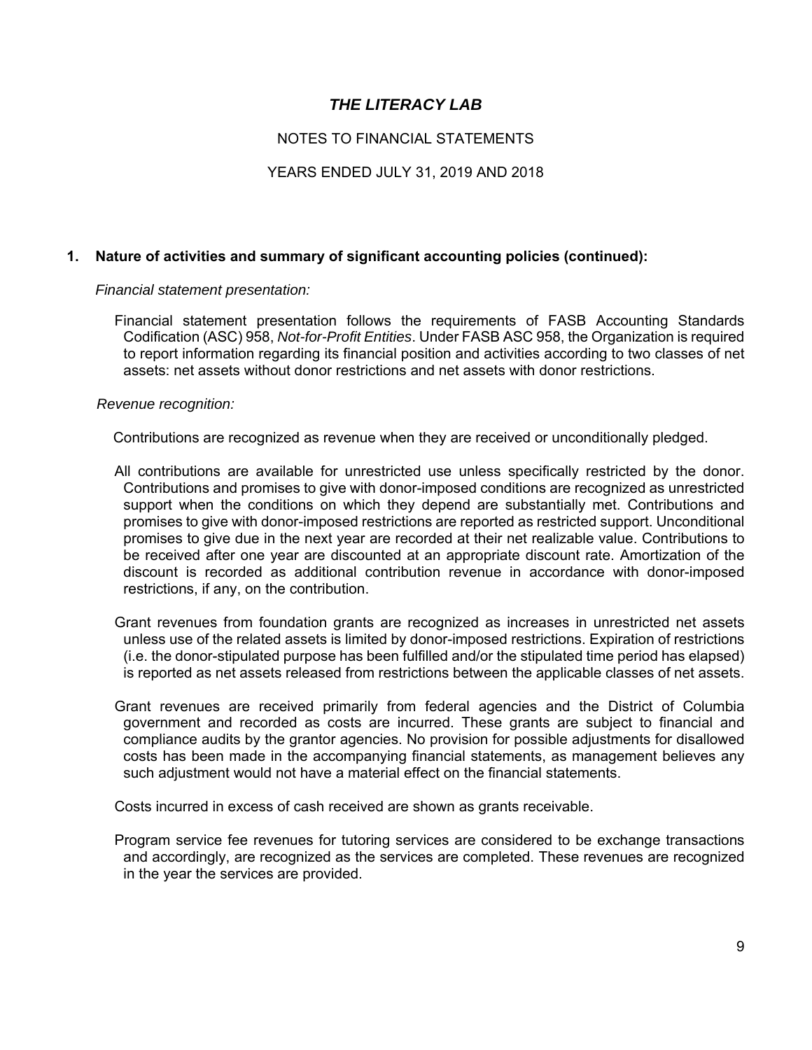# THE LITERACY LAB

NOTES TO FINANCIAL STATEMENTS

YEARS ENDED JULY 31, 2019 AND 2018

## 1. Nature of activities and summary of significant accounting policies (continued):

*Financial statement presentation:*

Financial statement presentation follows the requirements of FASB Accounting Standards Codification (ASC) 958, *Not-for-Profit Entities*. Under FASB ASC 958, the Organization is required to report information regarding its financial position and activities according to two classes of net assets: net assets without donor restrictions and net assets with donor restrictions.

*Revenue recognition:*

Contributions are recognized as revenue when they are received or unconditionally pledged.

All contributions are available for unrestricted use unless specifically restricted by the donor. Contributions and promises to give with donor-imposed conditions are recognized as unrestricted support when the conditions on which they depend are substantially met. Contributions and promises to give with donor-imposed restrictions are reported as restricted support. Unconditional promises to give due in the next year are recorded at their net realizable value. Contributions to be received after one year are discounted at an appropriate discount rate. Amortization of the discount is recorded as additional contribution revenue in accordance with donor-imposed restrictions, if any, on the contribution.

Grant revenues from foundation grants are recognized as increases in unrestricted net assets unless use of the related assets is limited by donor-imposed restrictions. Expiration of restrictions (i.e. the donor-stipulated purpose has been fulfilled and/or the stipulated time period has elapsed) is reported as net assets released from restrictions between the applicable classes of net assets.

Grant revenues are received primarily from federal agencies and the District of Columbia government and recorded as costs are incurred. These grants are subject to financial and compliance audits by the grantor agencies. No provision for possible adjustments for disallowed costs has been made in the accompanying financial statements, as management believes any such adjustment would not have a material effect on the financial statements.

Costs incurred in excess of cash received are shown as grants receivable.

Program service fee revenues for tutoring services are considered to be exchange transactions and accordingly, are recognized as the services are completed. These revenues are recognized in the year the services are provided.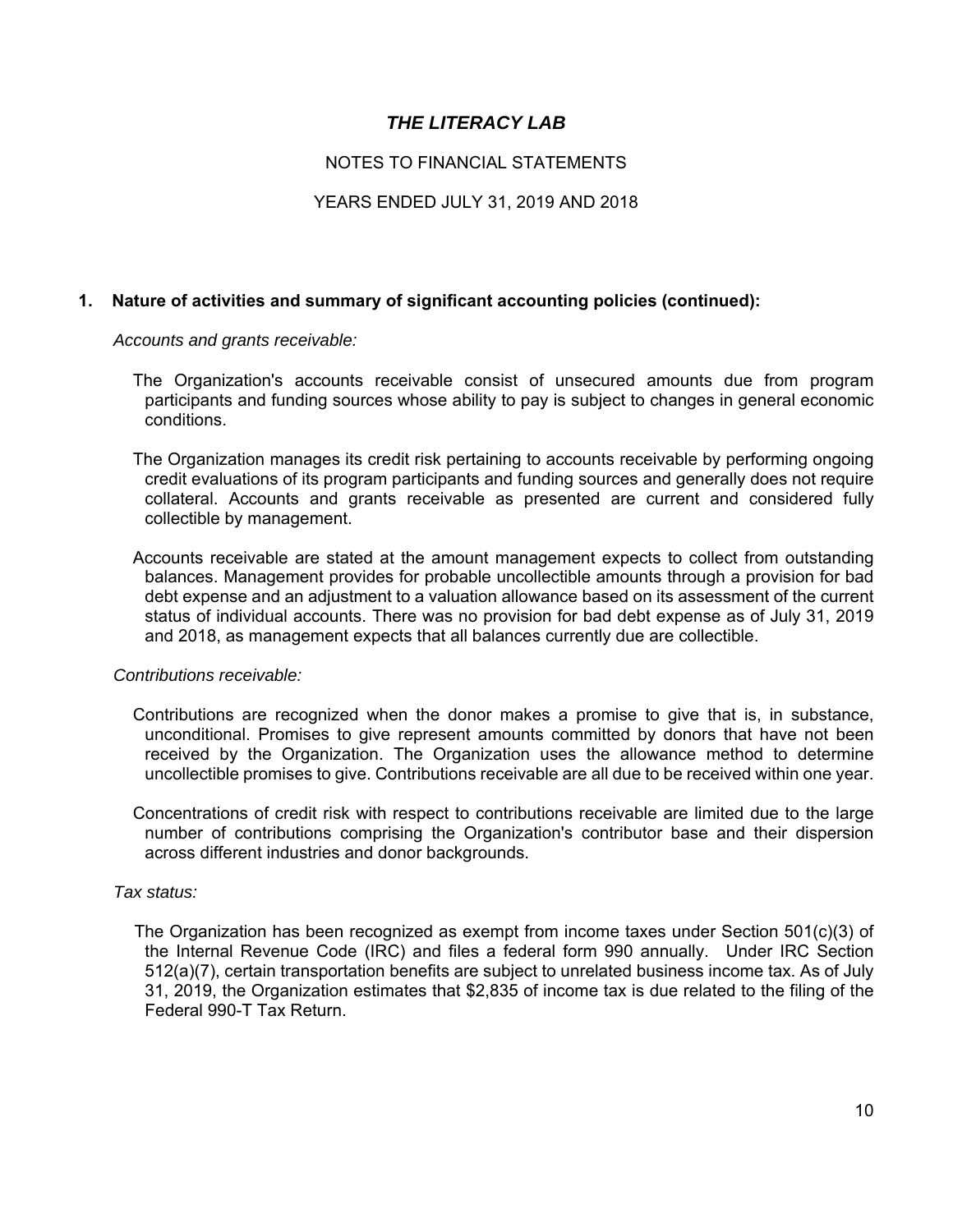# THE LITERACY LAB

NOTES TO FINANCIAL STATEMENTS

YEARS ENDED JULY 31, 2019 AND 2018

## 1. Nature of activities and summary of significant accounting policies (continued):

*Accounts and grants receivable:*

The Organization's accounts receivable consist of unsecured amounts due from program participants and funding sources whose ability to pay is subject to changes in general economic conditions.

The Organization manages its credit risk pertaining to accounts receivable by performing ongoing credit evaluations of its program participants and funding sources and generally does not require collateral. Accounts and grants receivable as presented are current and considered fully collectible by management.

Accounts receivable are stated at the amount management expects to collect from outstanding balances. Management provides for probable uncollectible amounts through a provision for bad debt expense and an adjustment to a valuation allowance based on its assessment of the current status of individual accounts. There was no provision for bad debt expense as of July 31, 2019 and 2018, as management expects that all balances currently due are collectible.

*Contributions receivable:*

Contributions are recognized when the donor makes a promise to give that is, in substance, unconditional. Promises to give represent amounts committed by donors that have not been received by the Organization. The Organization uses the allowance method to determine uncollectible promises to give. Contributions receivable are all due to be received within one year.

Concentrations of credit risk with respect to contributions receivable are limited due to the large number of contributions comprising the Organization's contributor base and their dispersion across different industries and donor backgrounds.

*Tax status:*

The Organization has been recognized as exempt from income taxes under Section 501(c)(3) of the Internal Revenue Code (IRC) and files a federal form 990 annually. Under IRC Section 512(a)(7), certain transportation benefits are subject to unrelated business income tax. As of July 31, 2019, the Organization estimates that $2,835 of income tax is due related to the filing of the Federal 990-T Tax Return.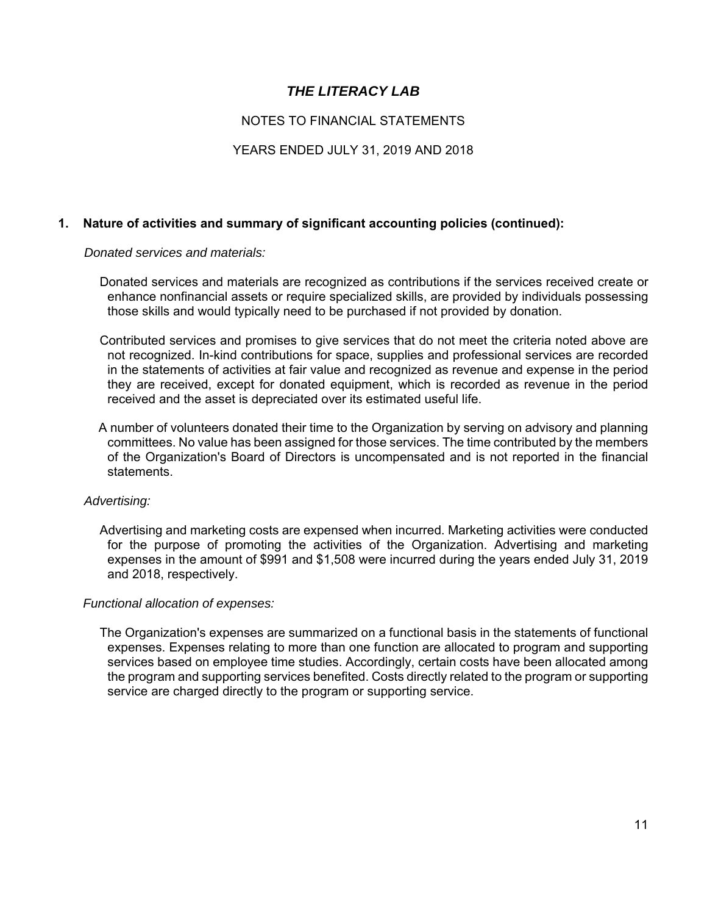# THE LITERACY LAB

NOTES TO FINANCIAL STATEMENTS

YEARS ENDED JULY 31, 2019 AND 2018

**1. Nature of activities and summary of significant accounting policies (continued):**

*Donated services and materials:*

Donated services and materials are recognized as contributions if the services received create or enhance nonfinancial assets or require specialized skills, are provided by individuals possessing those skills and would typically need to be purchased if not provided by donation.

Contributed services and promises to give services that do not meet the criteria noted above are not recognized. In-kind contributions for space, supplies and professional services are recorded in the statements of activities at fair value and recognized as revenue and expense in the period they are received, except for donated equipment, which is recorded as revenue in the period received and the asset is depreciated over its estimated useful life.

A number of volunteers donated their time to the Organization by serving on advisory and planning committees. No value has been assigned for those services. The time contributed by the members of the Organization's Board of Directors is uncompensated and is not reported in the financial statements.

*Advertising:*

Advertising and marketing costs are expensed when incurred. Marketing activities were conducted for the purpose of promoting the activities of the Organization. Advertising and marketing expenses in the amount of $991 and $1,508 were incurred during the years ended July 31, 2019 and 2018, respectively.

*Functional allocation of expenses:*

The Organization's expenses are summarized on a functional basis in the statements of functional expenses. Expenses relating to more than one function are allocated to program and supporting services based on employee time studies. Accordingly, certain costs have been allocated among the program and supporting services benefited. Costs directly related to the program or supporting service are charged directly to the program or supporting service.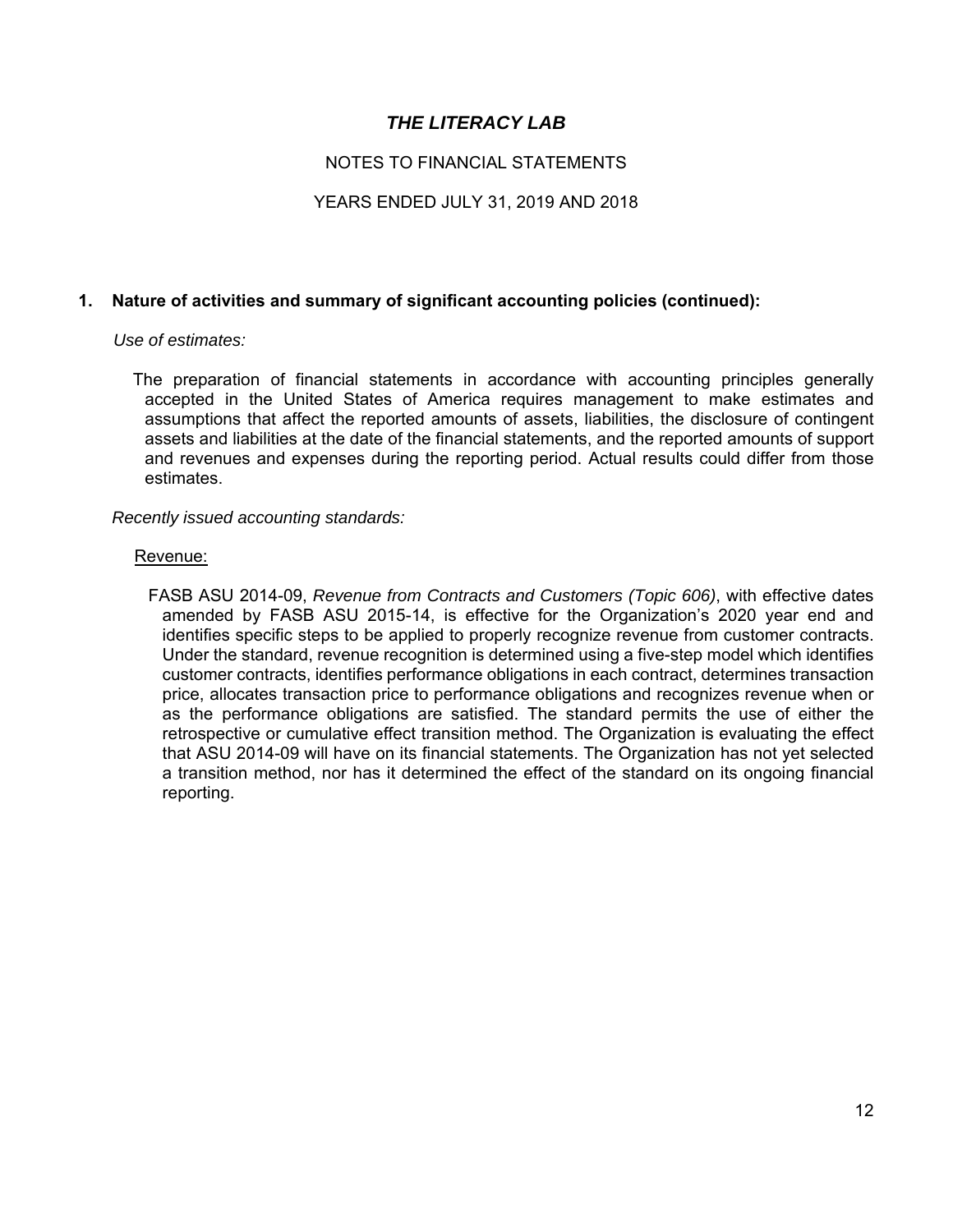# *THE LITERACY LAB*

NOTES TO FINANCIAL STATEMENTS

YEARS ENDED JULY 31, 2019 AND 2018

## 1. Nature of activities and summary of significant accounting policies (continued):

*Use of estimates:*

The preparation of financial statements in accordance with accounting principles generally accepted in the United States of America requires management to make estimates and assumptions that affect the reported amounts of assets, liabilities, the disclosure of contingent assets and liabilities at the date of the financial statements, and the reported amounts of support and revenues and expenses during the reporting period. Actual results could differ from those estimates.

*Recently issued accounting standards:*

Revenue:

FASB ASU 2014-09, *Revenue from Contracts and Customers (Topic 606)*, with effective dates amended by FASB ASU 2015-14, is effective for the Organization's 2020 year end and identifies specific steps to be applied to properly recognize revenue from customer contracts. Under the standard, revenue recognition is determined using a five-step model which identifies customer contracts, identifies performance obligations in each contract, determines transaction price, allocates transaction price to performance obligations and recognizes revenue when or as the performance obligations are satisfied. The standard permits the use of either the retrospective or cumulative effect transition method. The Organization is evaluating the effect that ASU 2014-09 will have on its financial statements. The Organization has not yet selected a transition method, nor has it determined the effect of the standard on its ongoing financial reporting.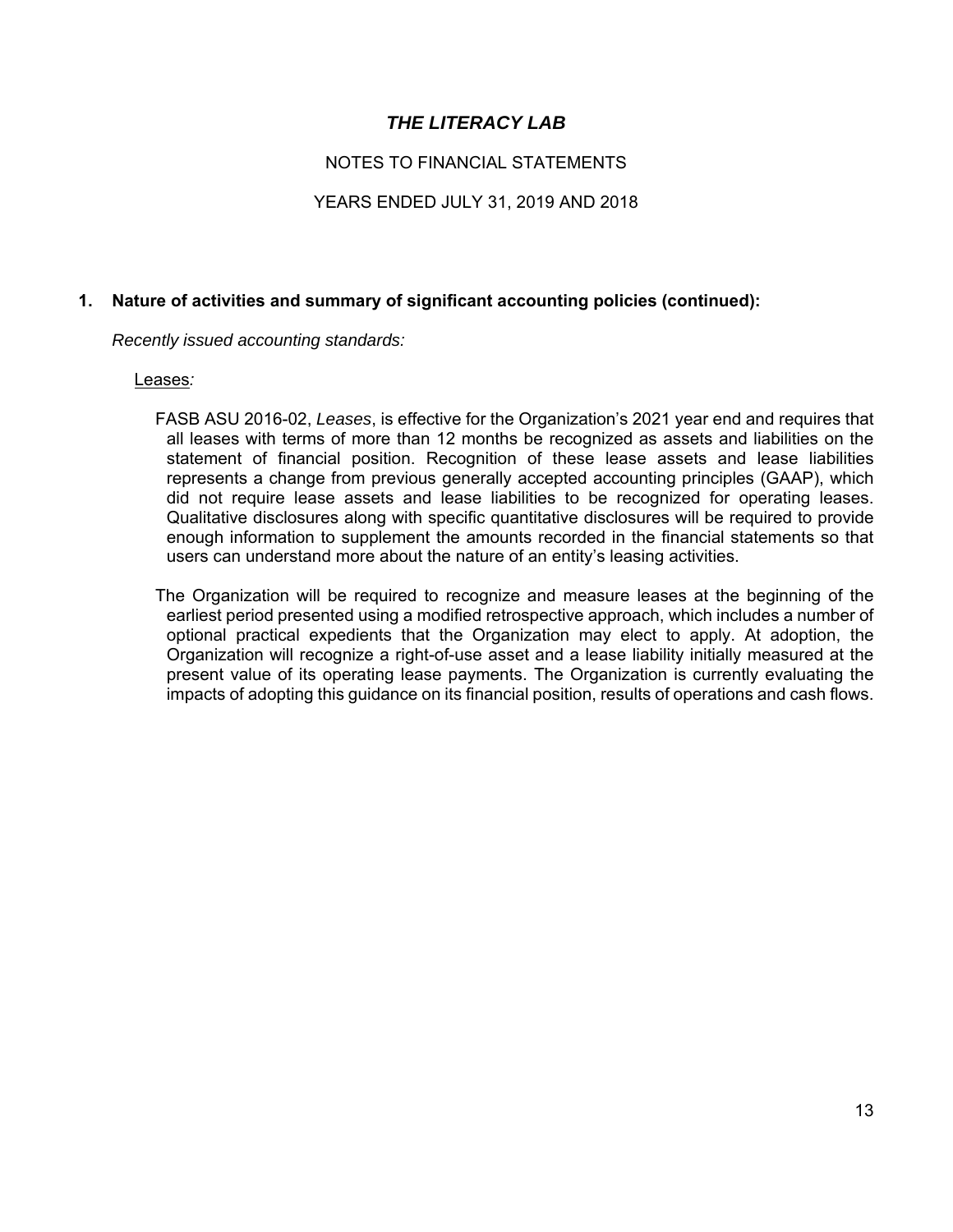# THE LITERACY LAB

NOTES TO FINANCIAL STATEMENTS

YEARS ENDED JULY 31, 2019 AND 2018

## 1. Nature of activities and summary of significant accounting policies (continued):

*Recently issued accounting standards:*

Leases*:*

FASB ASU 2016-02, *Leases*, is effective for the Organization's 2021 year end and requires that all leases with terms of more than 12 months be recognized as assets and liabilities on the statement of financial position. Recognition of these lease assets and lease liabilities represents a change from previous generally accepted accounting principles (GAAP), which did not require lease assets and lease liabilities to be recognized for operating leases. Qualitative disclosures along with specific quantitative disclosures will be required to provide enough information to supplement the amounts recorded in the financial statements so that users can understand more about the nature of an entity's leasing activities.

The Organization will be required to recognize and measure leases at the beginning of the earliest period presented using a modified retrospective approach, which includes a number of optional practical expedients that the Organization may elect to apply. At adoption, the Organization will recognize a right-of-use asset and a lease liability initially measured at the present value of its operating lease payments. The Organization is currently evaluating the impacts of adopting this guidance on its financial position, results of operations and cash flows.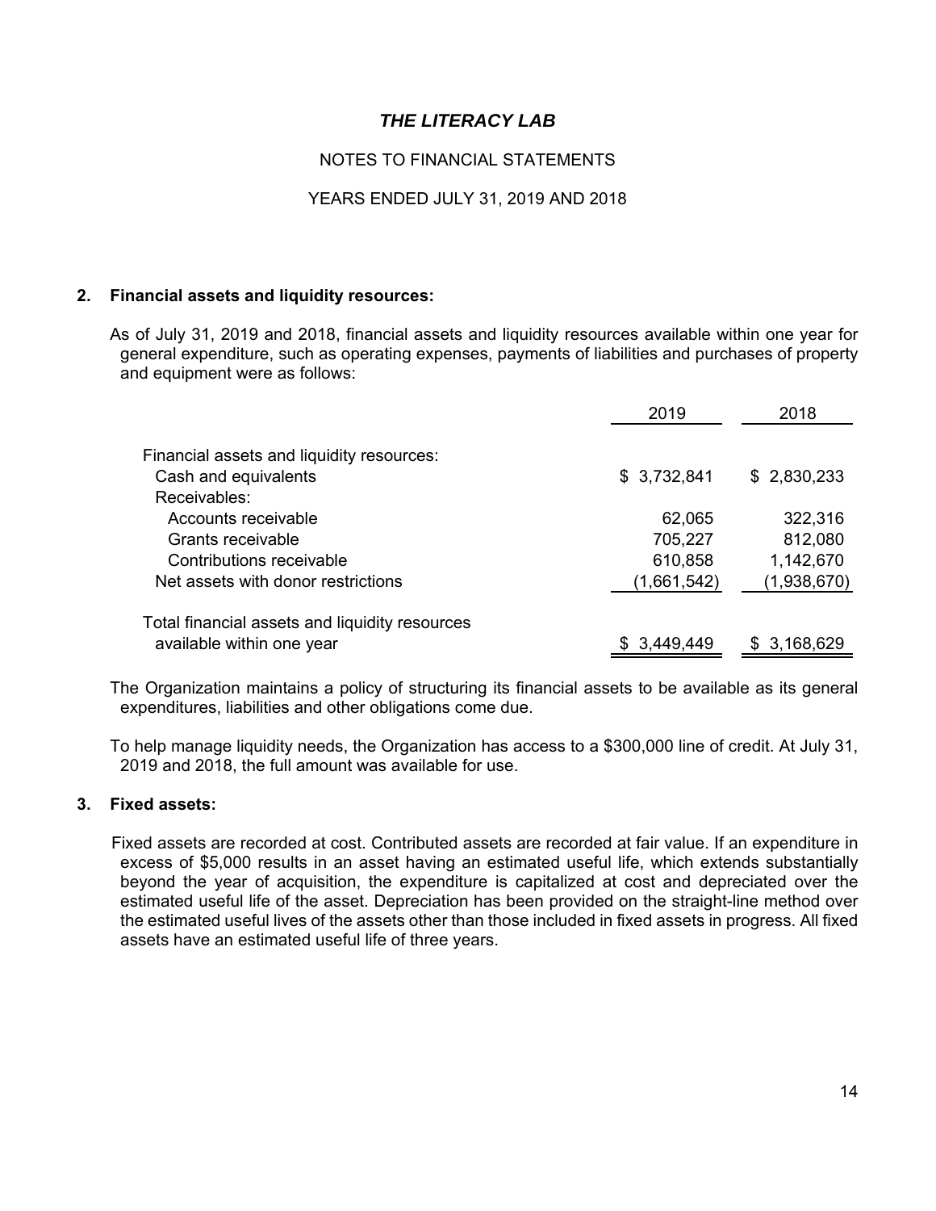# THE LITERACY LAB

NOTES TO FINANCIAL STATEMENTS

YEARS ENDED JULY 31, 2019 AND 2018

## 2. Financial assets and liquidity resources:

As of July 31, 2019 and 2018, financial assets and liquidity resources available within one year for general expenditure, such as operating expenses, payments of liabilities and purchases of property and equipment were as follows:

| | 2019 | 2018 |
|---|---|---|
| Financial assets and liquidity resources: | | |
| Cash and equivalents | $ 3,732,841 | $ 2,830,233 |
| Receivables: | | |
| Accounts receivable | 62,065 | 322,316 |
| Grants receivable | 705,227 | 812,080 |
| Contributions receivable | 610,858 | 1,142,670 |
| Net assets with donor restrictions | (1,661,542) | (1,938,670) |
| Total financial assets and liquidity resources available within one year | $ 3,449,449 | $ 3,168,629 |

The Organization maintains a policy of structuring its financial assets to be available as its general expenditures, liabilities and other obligations come due.

To help manage liquidity needs, the Organization has access to a $300,000 line of credit. At July 31, 2019 and 2018, the full amount was available for use.

## 3. Fixed assets:

Fixed assets are recorded at cost. Contributed assets are recorded at fair value. If an expenditure in excess of $5,000 results in an asset having an estimated useful life, which extends substantially beyond the year of acquisition, the expenditure is capitalized at cost and depreciated over the estimated useful life of the asset. Depreciation has been provided on the straight-line method over the estimated useful lives of the assets other than those included in fixed assets in progress. All fixed assets have an estimated useful life of three years.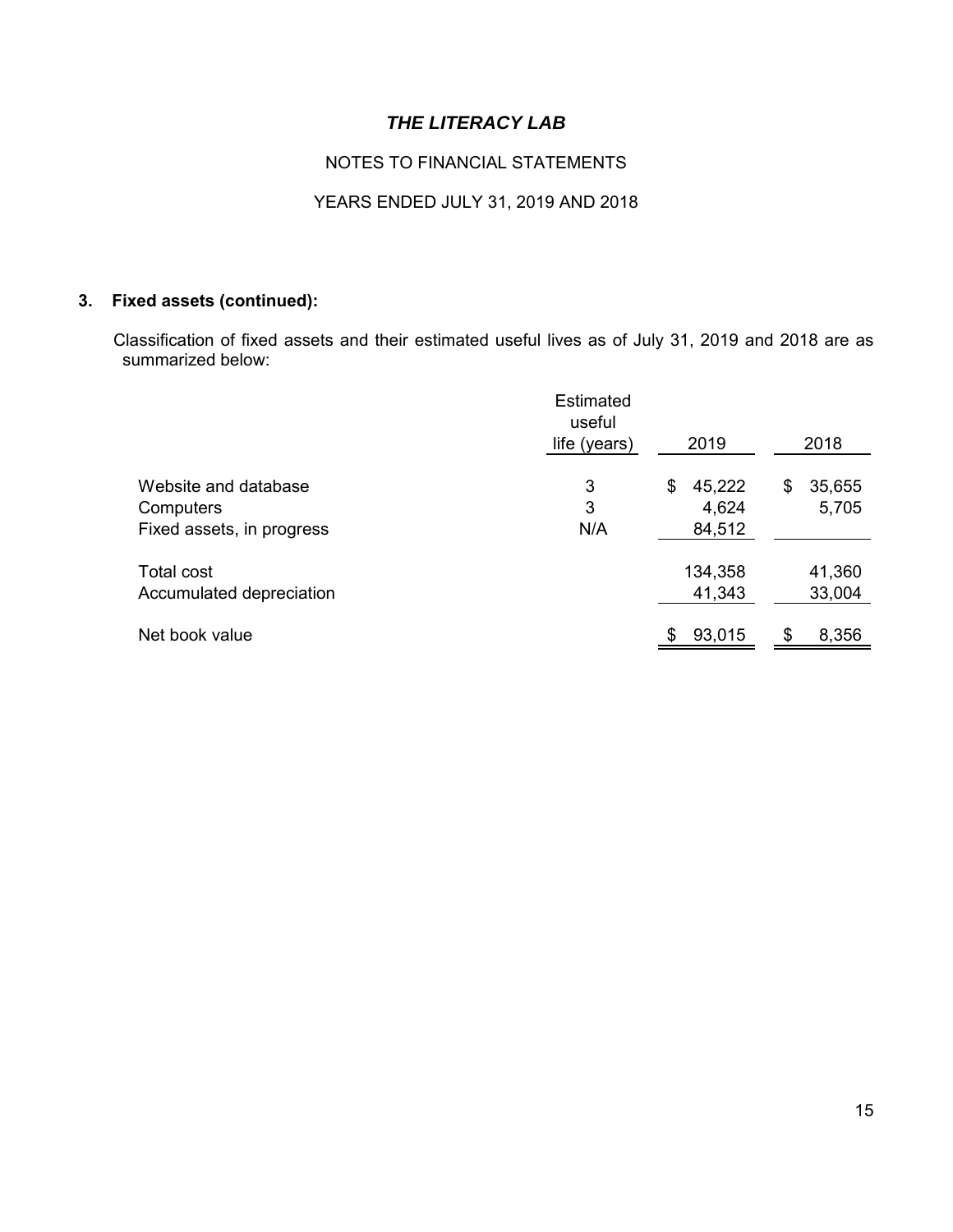# *THE LITERACY LAB*

NOTES TO FINANCIAL STATEMENTS

YEARS ENDED JULY 31, 2019 AND 2018

## 3. Fixed assets (continued):

Classification of fixed assets and their estimated useful lives as of July 31, 2019 and 2018 are as summarized below:

| | Estimated useful life (years) | 2019 | 2018 |
|---|---|---|---|
| Website and database | 3 | $ 45,222 | $ 35,655 |
| Computers | 3 | 4,624 | 5,705 |
| Fixed assets, in progress | N/A | 84,512 | |
| Total cost | | 134,358 | 41,360 |
| Accumulated depreciation | | 41,343 | 33,004 |
| Net book value | | $ 93,015 | $ 8,356 |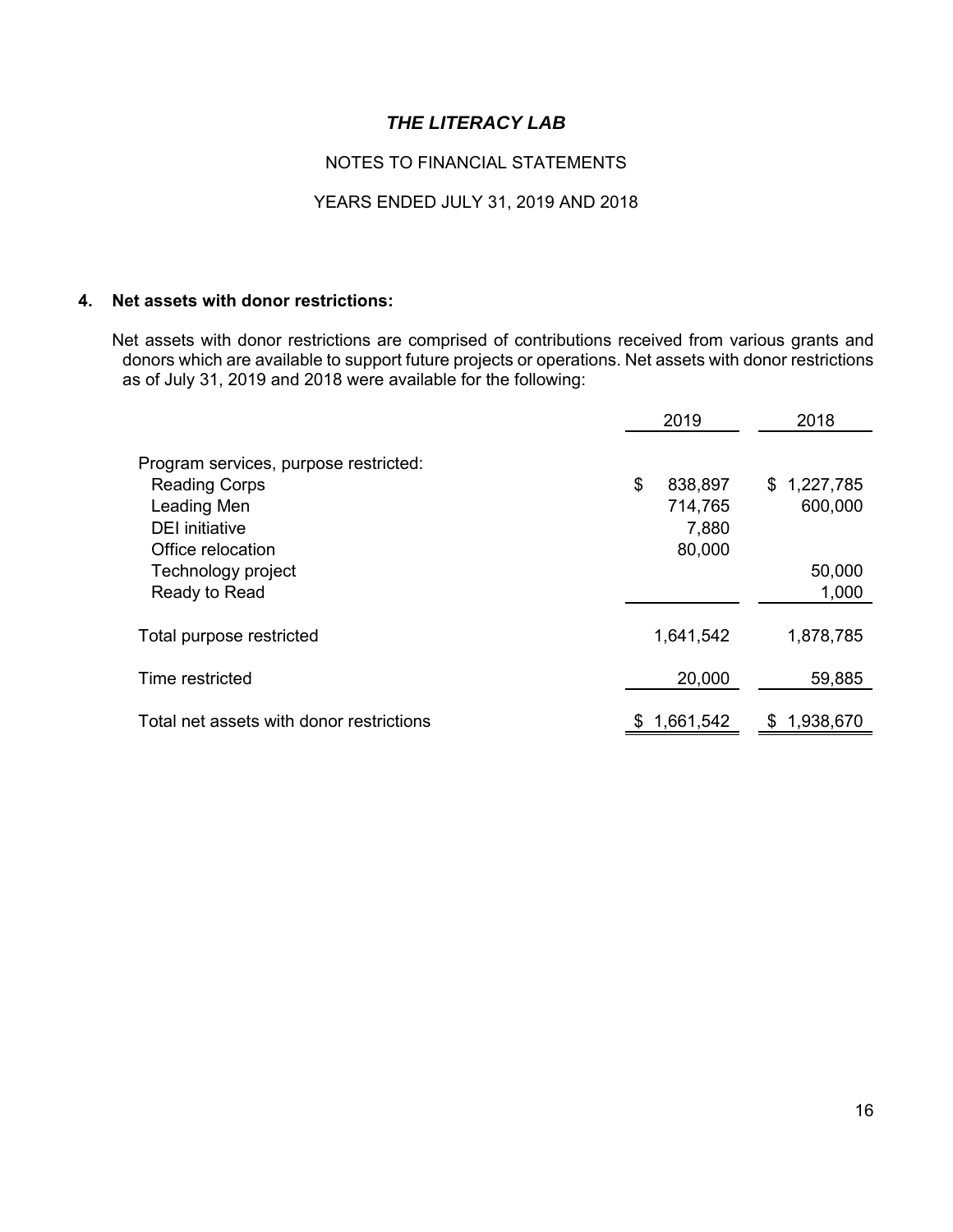# THE LITERACY LAB

NOTES TO FINANCIAL STATEMENTS

YEARS ENDED JULY 31, 2019 AND 2018

## 4. Net assets with donor restrictions:

Net assets with donor restrictions are comprised of contributions received from various grants and donors which are available to support future projects or operations. Net assets with donor restrictions as of July 31, 2019 and 2018 were available for the following:

| | 2019 | 2018 |
|---|---|---|
| Program services, purpose restricted: | | |
| Reading Corps | $ 838,897 | $ 1,227,785 |
| Leading Men | 714,765 | 600,000 |
| DEI initiative | 7,880 | |
| Office relocation | 80,000 | |
| Technology project | | 50,000 |
| Ready to Read | | 1,000 |
| Total purpose restricted | 1,641,542 | 1,878,785 |
| Time restricted | 20,000 | 59,885 |
| Total net assets with donor restrictions | $ 1,661,542 | $ 1,938,670 |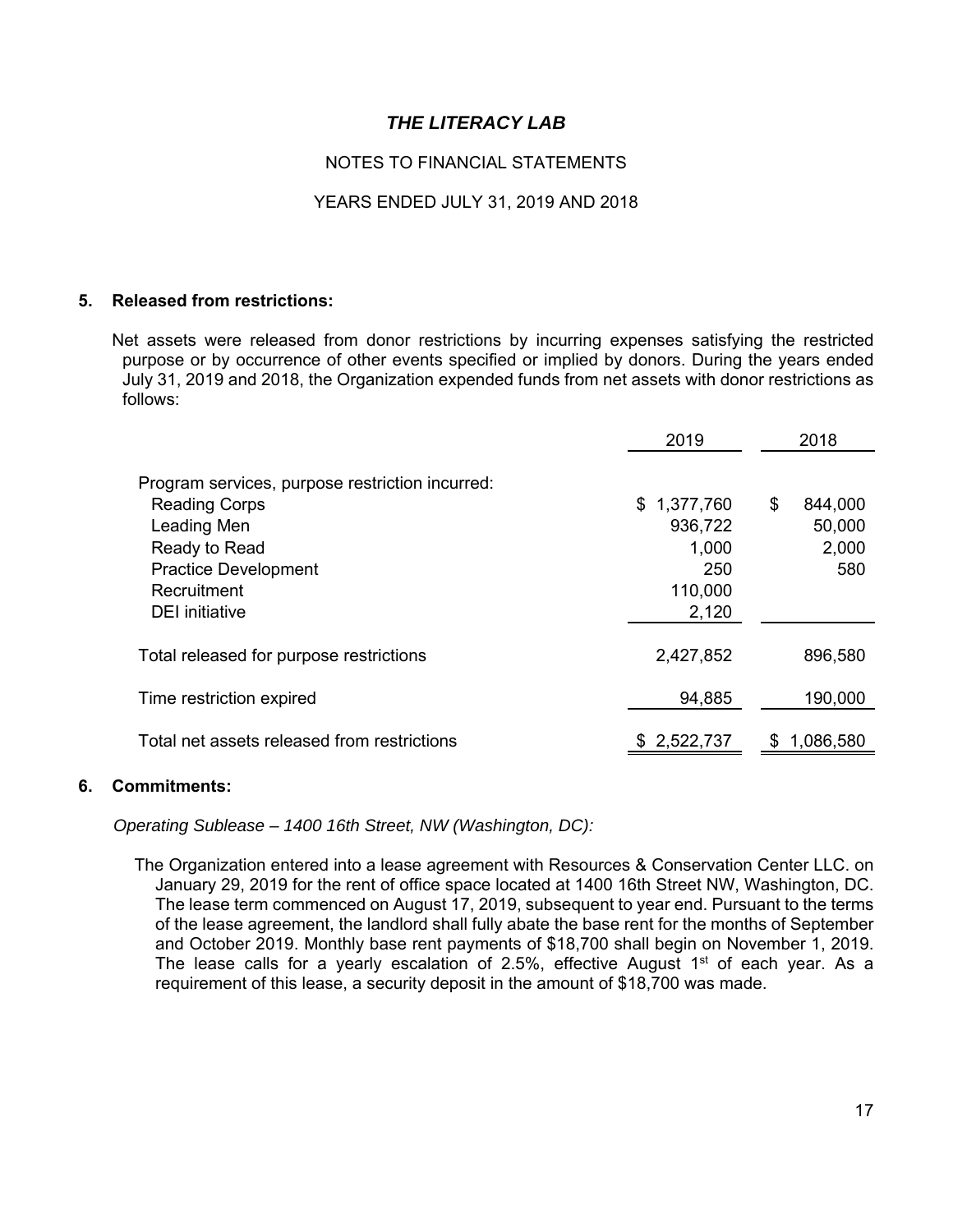# THE LITERACY LAB

NOTES TO FINANCIAL STATEMENTS

YEARS ENDED JULY 31, 2019 AND 2018

## 5. Released from restrictions:

Net assets were released from donor restrictions by incurring expenses satisfying the restricted purpose or by occurrence of other events specified or implied by donors. During the years ended July 31, 2019 and 2018, the Organization expended funds from net assets with donor restrictions as follows:

| | 2019 | 2018 |
|---|---|---|
| Program services, purpose restriction incurred: | | |
| Reading Corps | $ 1,377,760 | $ 844,000 |
| Leading Men | 936,722 | 50,000 |
| Ready to Read | 1,000 | 2,000 |
| Practice Development | 250 | 580 |
| Recruitment | 110,000 | |
| DEI initiative | 2,120 | |
| Total released for purpose restrictions | 2,427,852 | 896,580 |
| Time restriction expired | 94,885 | 190,000 |
| Total net assets released from restrictions | $ 2,522,737 | $ 1,086,580 |

## 6. Commitments:

*Operating Sublease – 1400 16th Street, NW (Washington, DC):*

The Organization entered into a lease agreement with Resources & Conservation Center LLC. on January 29, 2019 for the rent of office space located at 1400 16th Street NW, Washington, DC. The lease term commenced on August 17, 2019, subsequent to year end. Pursuant to the terms of the lease agreement, the landlord shall fully abate the base rent for the months of September and October 2019. Monthly base rent payments of $18,700 shall begin on November 1, 2019. The lease calls for a yearly escalation of 2.5%, effective August 1st of each year. As a requirement of this lease, a security deposit in the amount of $18,700 was made.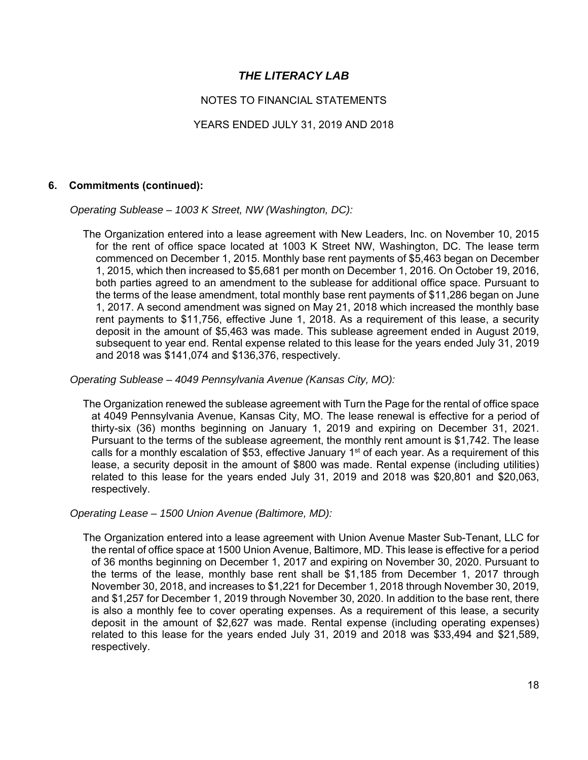## 6. Commitments (continued):

*Operating Sublease – 1003 K Street, NW (Washington, DC):*

The Organization entered into a lease agreement with New Leaders, Inc. on November 10, 2015 for the rent of office space located at 1003 K Street NW, Washington, DC. The lease term commenced on December 1, 2015. Monthly base rent payments of $5,463 began on December 1, 2015, which then increased to $5,681 per month on December 1, 2016. On October 19, 2016, both parties agreed to an amendment to the sublease for additional office space. Pursuant to the terms of the lease amendment, total monthly base rent payments of $11,286 began on June 1, 2017. A second amendment was signed on May 21, 2018 which increased the monthly base rent payments to $11,756, effective June 1, 2018. As a requirement of this lease, a security deposit in the amount of $5,463 was made. This sublease agreement ended in August 2019, subsequent to year end. Rental expense related to this lease for the years ended July 31, 2019 and 2018 was $141,074 and $136,376, respectively.

*Operating Sublease – 4049 Pennsylvania Avenue (Kansas City, MO):*

The Organization renewed the sublease agreement with Turn the Page for the rental of office space at 4049 Pennsylvania Avenue, Kansas City, MO. The lease renewal is effective for a period of thirty-six (36) months beginning on January 1, 2019 and expiring on December 31, 2021. Pursuant to the terms of the sublease agreement, the monthly rent amount is $1,742. The lease calls for a monthly escalation of $53, effective January 1st of each year. As a requirement of this lease, a security deposit in the amount of $800 was made. Rental expense (including utilities) related to this lease for the years ended July 31, 2019 and 2018 was $20,801 and $20,063, respectively.

*Operating Lease – 1500 Union Avenue (Baltimore, MD):*

The Organization entered into a lease agreement with Union Avenue Master Sub-Tenant, LLC for the rental of office space at 1500 Union Avenue, Baltimore, MD. This lease is effective for a period of 36 months beginning on December 1, 2017 and expiring on November 30, 2020. Pursuant to the terms of the lease, monthly base rent shall be $1,185 from December 1, 2017 through November 30, 2018, and increases to $1,221 for December 1, 2018 through November 30, 2019, and $1,257 for December 1, 2019 through November 30, 2020. In addition to the base rent, there is also a monthly fee to cover operating expenses. As a requirement of this lease, a security deposit in the amount of $2,627 was made. Rental expense (including operating expenses) related to this lease for the years ended July 31, 2019 and 2018 was $33,494 and $21,589, respectively.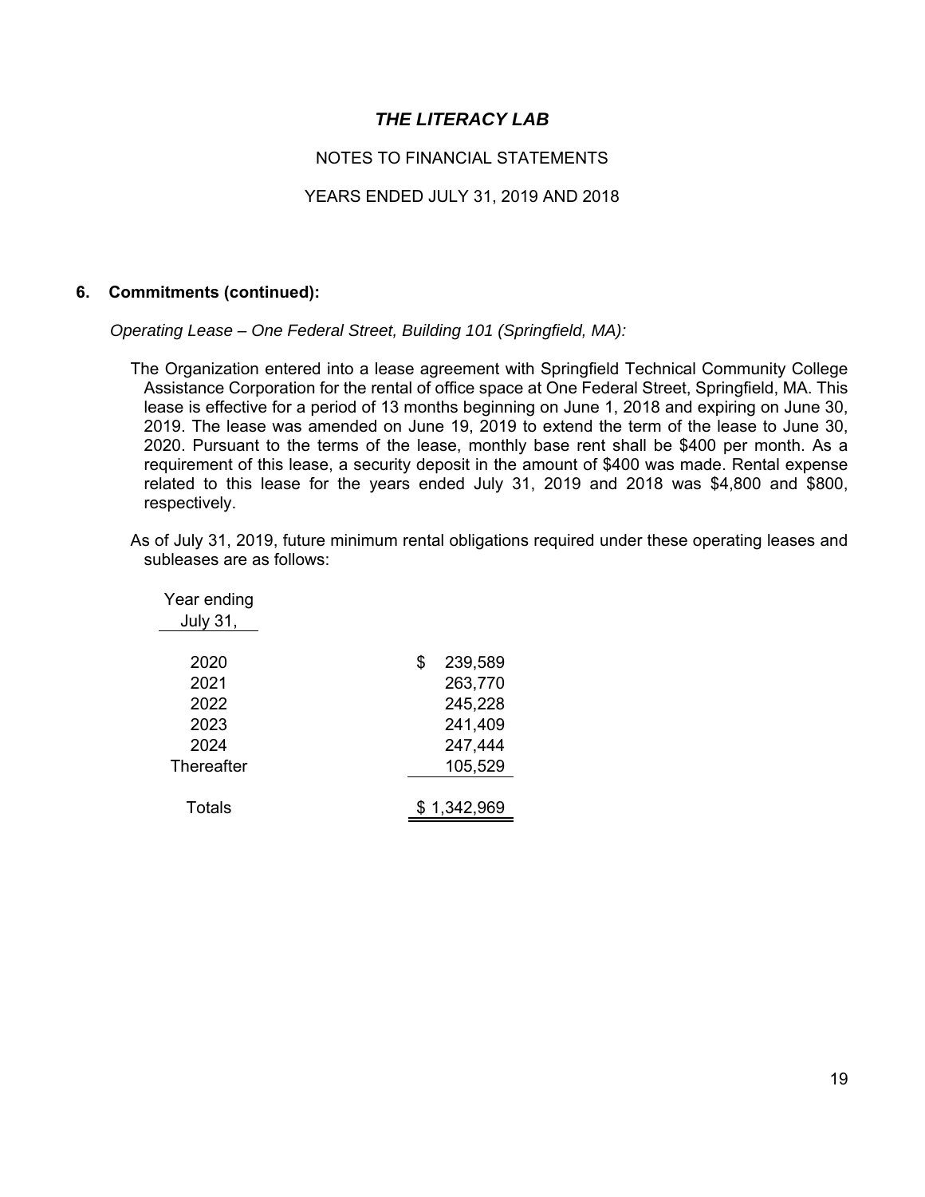# THE LITERACY LAB

NOTES TO FINANCIAL STATEMENTS

YEARS ENDED JULY 31, 2019 AND 2018

## 6. Commitments (continued):

*Operating Lease – One Federal Street, Building 101 (Springfield, MA):*

The Organization entered into a lease agreement with Springfield Technical Community College Assistance Corporation for the rental of office space at One Federal Street, Springfield, MA. This lease is effective for a period of 13 months beginning on June 1, 2018 and expiring on June 30, 2019. The lease was amended on June 19, 2019 to extend the term of the lease to June 30, 2020. Pursuant to the terms of the lease, monthly base rent shall be $400 per month. As a requirement of this lease, a security deposit in the amount of $400 was made. Rental expense related to this lease for the years ended July 31, 2019 and 2018 was $4,800 and $800, respectively.

As of July 31, 2019, future minimum rental obligations required under these operating leases and subleases are as follows:

| Year ending July 31, | |
|---|---|
| 2020 | $ 239,589 |
| 2021 | 263,770 |
| 2022 | 245,228 |
| 2023 | 241,409 |
| 2024 | 247,444 |
| Thereafter | 105,529 |
| Totals | $ 1,342,969 |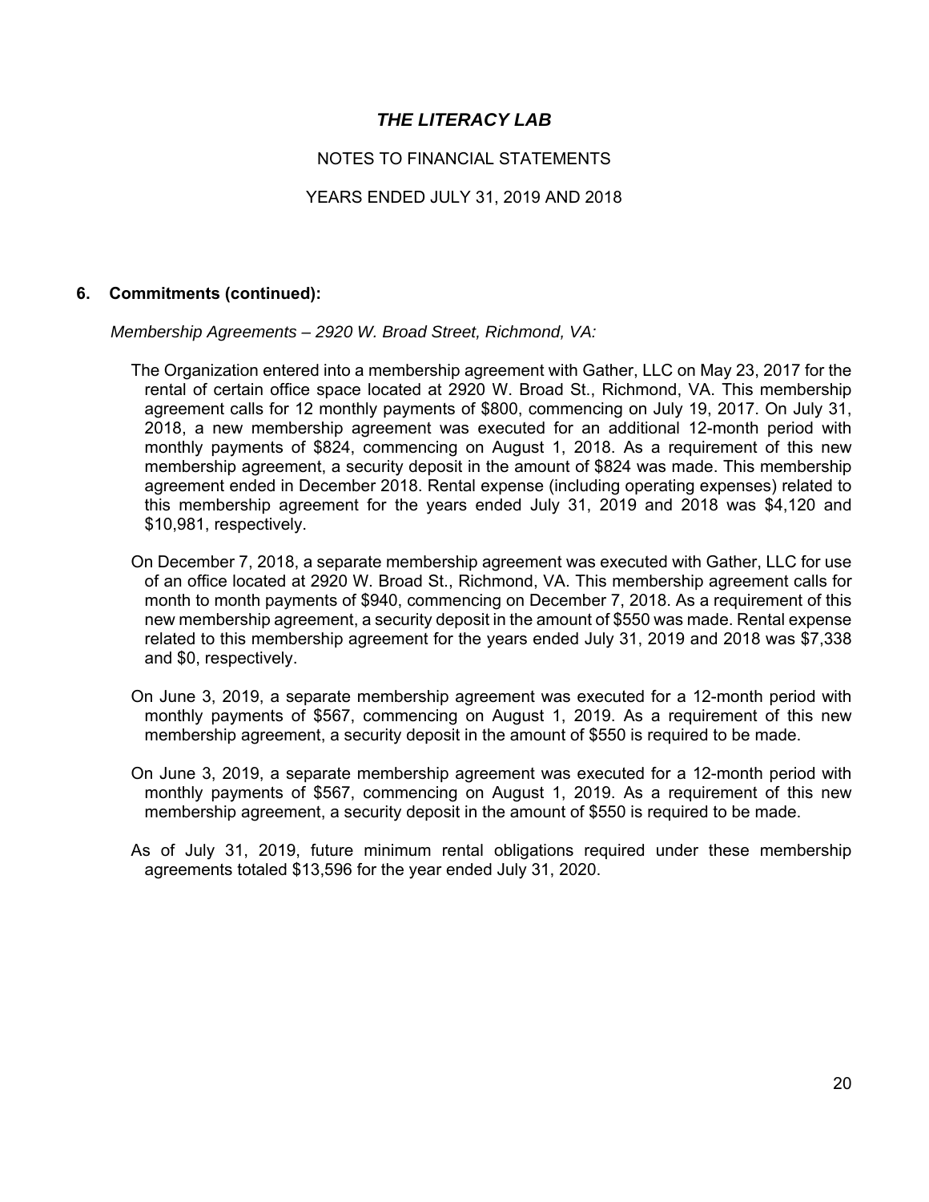## 6. Commitments (continued):

*Membership Agreements – 2920 W. Broad Street, Richmond, VA:*

The Organization entered into a membership agreement with Gather, LLC on May 23, 2017 for the rental of certain office space located at 2920 W. Broad St., Richmond, VA. This membership agreement calls for 12 monthly payments of $800, commencing on July 19, 2017. On July 31, 2018, a new membership agreement was executed for an additional 12-month period with monthly payments of $824, commencing on August 1, 2018. As a requirement of this new membership agreement, a security deposit in the amount of $824 was made. This membership agreement ended in December 2018. Rental expense (including operating expenses) related to this membership agreement for the years ended July 31, 2019 and 2018 was $4,120 and $10,981, respectively.

On December 7, 2018, a separate membership agreement was executed with Gather, LLC for use of an office located at 2920 W. Broad St., Richmond, VA. This membership agreement calls for month to month payments of $940, commencing on December 7, 2018. As a requirement of this new membership agreement, a security deposit in the amount of $550 was made. Rental expense related to this membership agreement for the years ended July 31, 2019 and 2018 was $7,338 and $0, respectively.

On June 3, 2019, a separate membership agreement was executed for a 12-month period with monthly payments of $567, commencing on August 1, 2019. As a requirement of this new membership agreement, a security deposit in the amount of $550 is required to be made.

On June 3, 2019, a separate membership agreement was executed for a 12-month period with monthly payments of $567, commencing on August 1, 2019. As a requirement of this new membership agreement, a security deposit in the amount of $550 is required to be made.

As of July 31, 2019, future minimum rental obligations required under these membership agreements totaled $13,596 for the year ended July 31, 2020.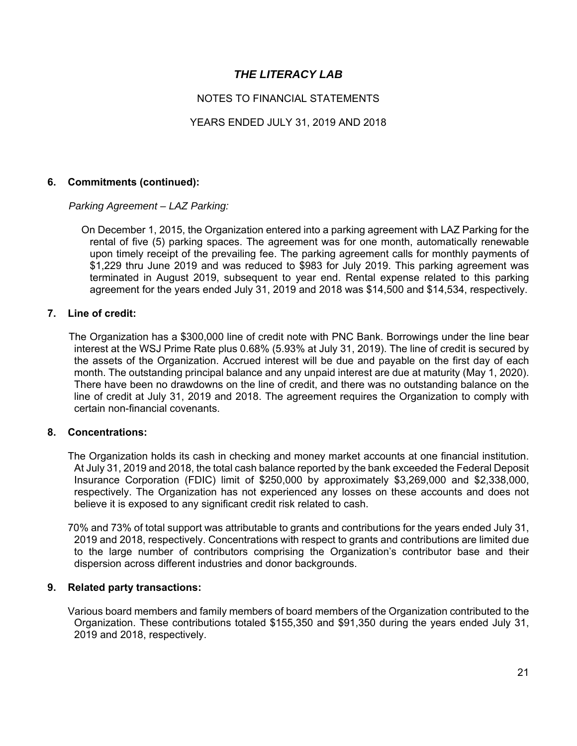# THE LITERACY LAB

NOTES TO FINANCIAL STATEMENTS

YEARS ENDED JULY 31, 2019 AND 2018

## 6. Commitments (continued):

*Parking Agreement – LAZ Parking:*

On December 1, 2015, the Organization entered into a parking agreement with LAZ Parking for the rental of five (5) parking spaces. The agreement was for one month, automatically renewable upon timely receipt of the prevailing fee. The parking agreement calls for monthly payments of $1,229 thru June 2019 and was reduced to $983 for July 2019. This parking agreement was terminated in August 2019, subsequent to year end. Rental expense related to this parking agreement for the years ended July 31, 2019 and 2018 was $14,500 and $14,534, respectively.

## 7. Line of credit:

The Organization has a $300,000 line of credit note with PNC Bank. Borrowings under the line bear interest at the WSJ Prime Rate plus 0.68% (5.93% at July 31, 2019). The line of credit is secured by the assets of the Organization. Accrued interest will be due and payable on the first day of each month. The outstanding principal balance and any unpaid interest are due at maturity (May 1, 2020). There have been no drawdowns on the line of credit, and there was no outstanding balance on the line of credit at July 31, 2019 and 2018. The agreement requires the Organization to comply with certain non-financial covenants.

## 8. Concentrations:

The Organization holds its cash in checking and money market accounts at one financial institution. At July 31, 2019 and 2018, the total cash balance reported by the bank exceeded the Federal Deposit Insurance Corporation (FDIC) limit of $250,000 by approximately $3,269,000 and $2,338,000, respectively. The Organization has not experienced any losses on these accounts and does not believe it is exposed to any significant credit risk related to cash.

70% and 73% of total support was attributable to grants and contributions for the years ended July 31, 2019 and 2018, respectively. Concentrations with respect to grants and contributions are limited due to the large number of contributors comprising the Organization's contributor base and their dispersion across different industries and donor backgrounds.

## 9. Related party transactions:

Various board members and family members of board members of the Organization contributed to the Organization. These contributions totaled $155,350 and $91,350 during the years ended July 31, 2019 and 2018, respectively.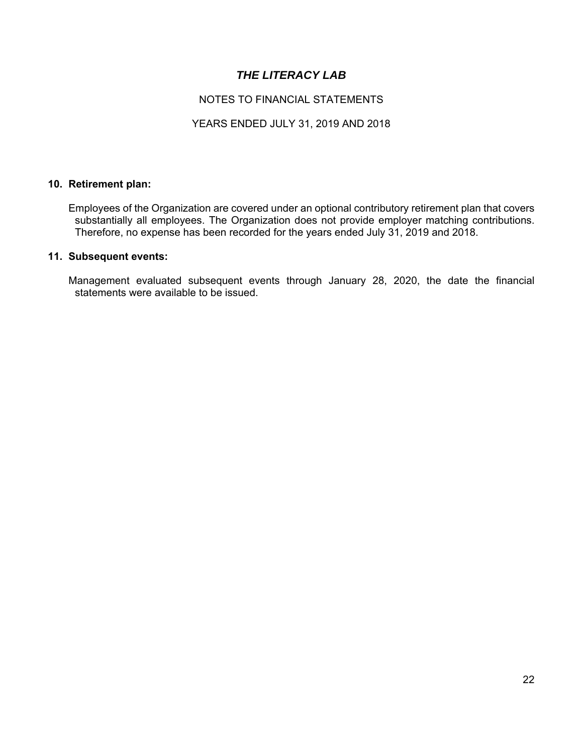# *THE LITERACY LAB*

NOTES TO FINANCIAL STATEMENTS

YEARS ENDED JULY 31, 2019 AND 2018

## 10. Retirement plan:

Employees of the Organization are covered under an optional contributory retirement plan that covers substantially all employees. The Organization does not provide employer matching contributions. Therefore, no expense has been recorded for the years ended July 31, 2019 and 2018.

## 11. Subsequent events:

Management evaluated subsequent events through January 28, 2020, the date the financial statements were available to be issued.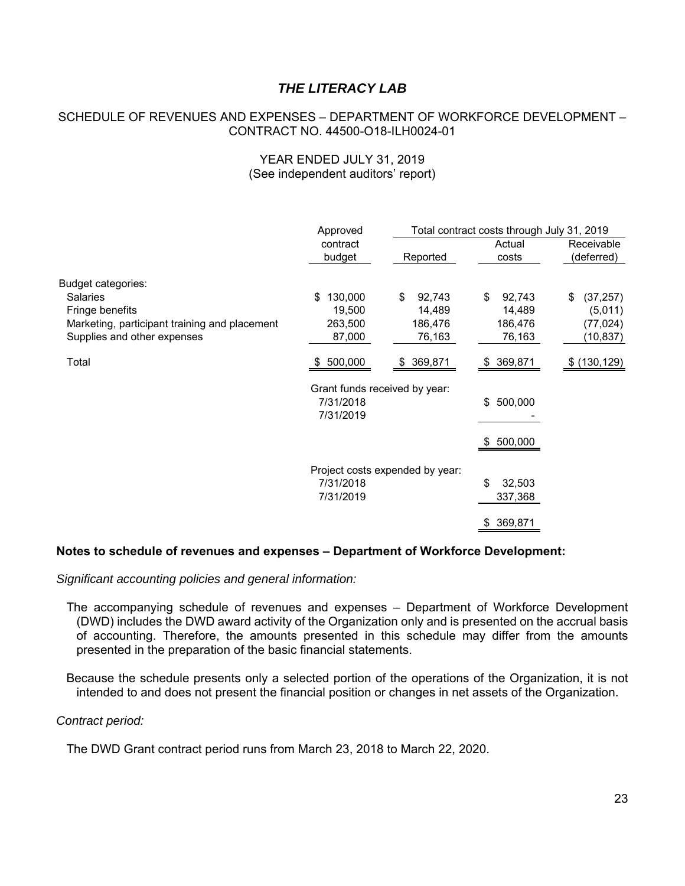# *THE LITERACY LAB*

SCHEDULE OF REVENUES AND EXPENSES – DEPARTMENT OF WORKFORCE DEVELOPMENT – CONTRACT NO. 44500-O18-ILH0024-01

YEAR ENDED JULY 31, 2019
(See independent auditors' report)

| | Approved | Total contract costs through July 31, 2019 | | |
|---|---|---|---|---|
| | contract budget | Reported | Actual costs | Receivable (deferred) |
| Budget categories: | | | | |
| Salaries | $ 130,000 | $ 92,743 | $ 92,743 | $ (37,257) |
| Fringe benefits | 19,500 | 14,489 | 14,489 | (5,011) |
| Marketing, participant training and placement | 263,500 | 186,476 | 186,476 | (77,024) |
| Supplies and other expenses | 87,000 | 76,163 | 76,163 | (10,837) |
| Total | $ 500,000 | $ 369,871 | $ 369,871 | $ (130,129) |
| | Grant funds received by year: | | | |
| | 7/31/2018 | | $ 500,000 | |
| | 7/31/2019 | | - | |
| | | | $ 500,000 | |
| | Project costs expended by year: | | | |
| | 7/31/2018 | | $ 32,503 | |
| | 7/31/2019 | | 337,368 | |
| | | | $ 369,871 | |

**Notes to schedule of revenues and expenses – Department of Workforce Development:**

*Significant accounting policies and general information:*

The accompanying schedule of revenues and expenses – Department of Workforce Development (DWD) includes the DWD award activity of the Organization only and is presented on the accrual basis of accounting. Therefore, the amounts presented in this schedule may differ from the amounts presented in the preparation of the basic financial statements.

Because the schedule presents only a selected portion of the operations of the Organization, it is not intended to and does not present the financial position or changes in net assets of the Organization.

*Contract period:*

The DWD Grant contract period runs from March 23, 2018 to March 22, 2020.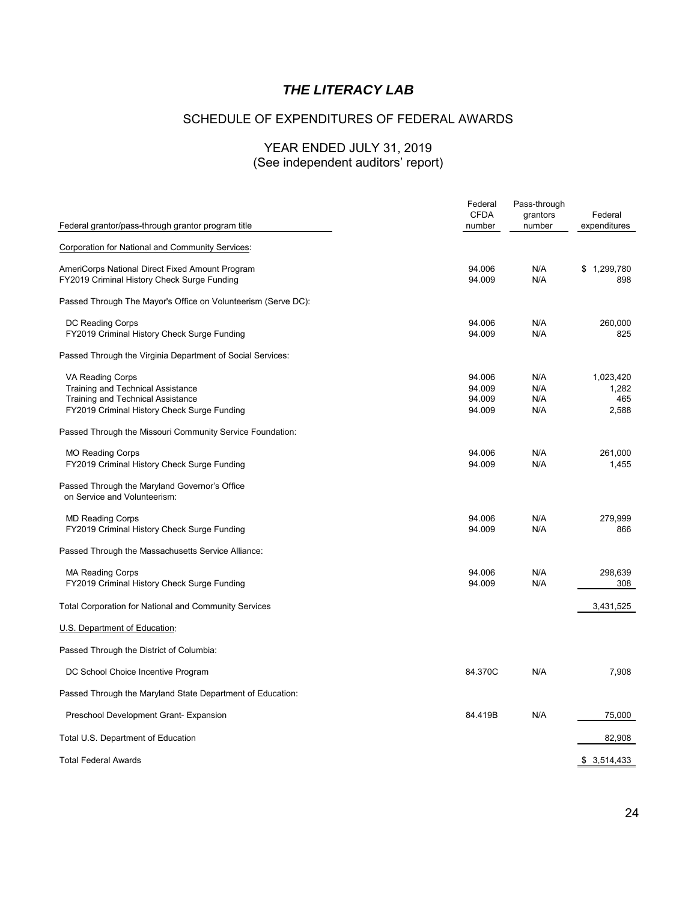# *THE LITERACY LAB*

## SCHEDULE OF EXPENDITURES OF FEDERAL AWARDS

### YEAR ENDED JULY 31, 2019
(See independent auditors' report)

| Federal grantor/pass-through grantor program title | Federal CFDA number | Pass-through grantors number | Federal expenditures |
|---|---|---|---|
| Corporation for National and Community Services: | | | |
| AmeriCorps National Direct Fixed Amount Program | 94.006 | N/A | $ 1,299,780 |
| FY2019 Criminal History Check Surge Funding | 94.009 | N/A | 898 |
| Passed Through The Mayor's Office on Volunteerism (Serve DC): | | | |
| DC Reading Corps | 94.006 | N/A | 260,000 |
| FY2019 Criminal History Check Surge Funding | 94.009 | N/A | 825 |
| Passed Through the Virginia Department of Social Services: | | | |
| VA Reading Corps | 94.006 | N/A | 1,023,420 |
| Training and Technical Assistance | 94.009 | N/A | 1,282 |
| Training and Technical Assistance | 94.009 | N/A | 465 |
| FY2019 Criminal History Check Surge Funding | 94.009 | N/A | 2,588 |
| Passed Through the Missouri Community Service Foundation: | | | |
| MO Reading Corps | 94.006 | N/A | 261,000 |
| FY2019 Criminal History Check Surge Funding | 94.009 | N/A | 1,455 |
| Passed Through the Maryland Governor's Office on Service and Volunteerism: | | | |
| MD Reading Corps | 94.006 | N/A | 279,999 |
| FY2019 Criminal History Check Surge Funding | 94.009 | N/A | 866 |
| Passed Through the Massachusetts Service Alliance: | | | |
| MA Reading Corps | 94.006 | N/A | 298,639 |
| FY2019 Criminal History Check Surge Funding | 94.009 | N/A | 308 |
| Total Corporation for National and Community Services | | | 3,431,525 |
| U.S. Department of Education: | | | |
| Passed Through the District of Columbia: | | | |
| DC School Choice Incentive Program | 84.370C | N/A | 7,908 |
| Passed Through the Maryland State Department of Education: | | | |
| Preschool Development Grant- Expansion | 84.419B | N/A | 75,000 |
| Total U.S. Department of Education | | | 82,908 |
| Total Federal Awards | | | $ 3,514,433 |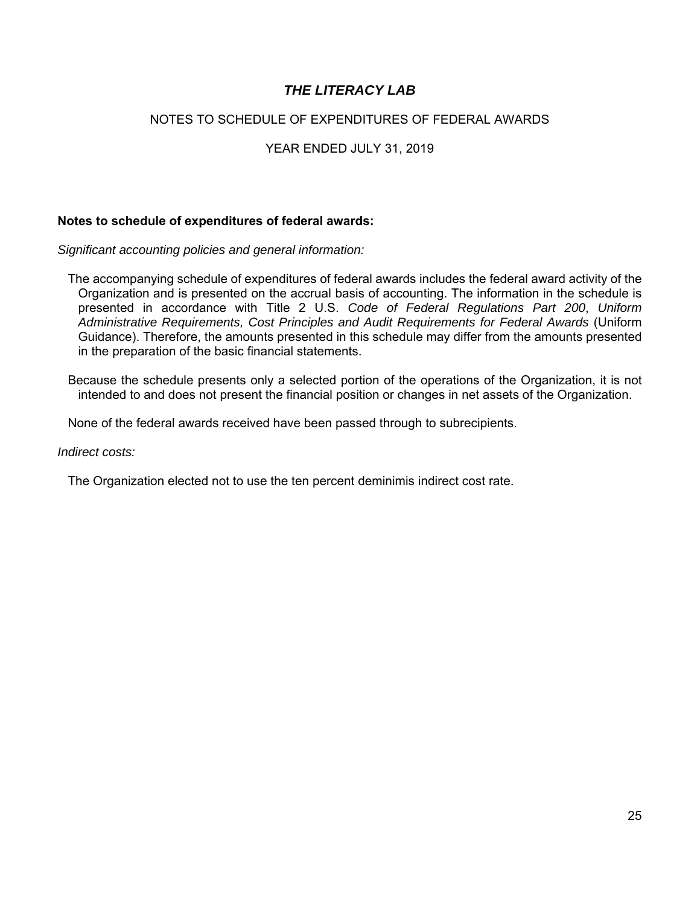# *THE LITERACY LAB*

NOTES TO SCHEDULE OF EXPENDITURES OF FEDERAL AWARDS

YEAR ENDED JULY 31, 2019

**Notes to schedule of expenditures of federal awards:**

*Significant accounting policies and general information:*

The accompanying schedule of expenditures of federal awards includes the federal award activity of the Organization and is presented on the accrual basis of accounting. The information in the schedule is presented in accordance with Title 2 U.S. *Code of Federal Regulations Part 200*, *Uniform Administrative Requirements, Cost Principles and Audit Requirements for Federal Awards* (Uniform Guidance). Therefore, the amounts presented in this schedule may differ from the amounts presented in the preparation of the basic financial statements.

Because the schedule presents only a selected portion of the operations of the Organization, it is not intended to and does not present the financial position or changes in net assets of the Organization.

None of the federal awards received have been passed through to subrecipients.

*Indirect costs:*

The Organization elected not to use the ten percent deminimis indirect cost rate.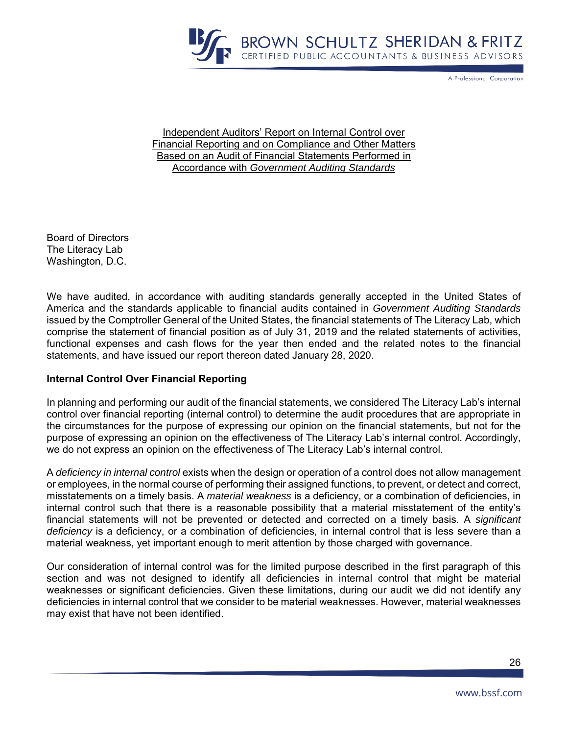Independent Auditors' Report on Internal Control over Financial Reporting and on Compliance and Other Matters Based on an Audit of Financial Statements Performed in Accordance with *Government Auditing Standards*

Board of Directors
The Literacy Lab
Washington, D.C.

We have audited, in accordance with auditing standards generally accepted in the United States of America and the standards applicable to financial audits contained in *Government Auditing Standards* issued by the Comptroller General of the United States, the financial statements of The Literacy Lab, which comprise the statement of financial position as of July 31, 2019 and the related statements of activities, functional expenses and cash flows for the year then ended and the related notes to the financial statements, and have issued our report thereon dated January 28, 2020.

**Internal Control Over Financial Reporting**

In planning and performing our audit of the financial statements, we considered The Literacy Lab's internal control over financial reporting (internal control) to determine the audit procedures that are appropriate in the circumstances for the purpose of expressing our opinion on the financial statements, but not for the purpose of expressing an opinion on the effectiveness of The Literacy Lab's internal control. Accordingly, we do not express an opinion on the effectiveness of The Literacy Lab's internal control.

A *deficiency in internal control* exists when the design or operation of a control does not allow management or employees, in the normal course of performing their assigned functions, to prevent, or detect and correct, misstatements on a timely basis. A *material weakness* is a deficiency, or a combination of deficiencies, in internal control such that there is a reasonable possibility that a material misstatement of the entity's financial statements will not be prevented or detected and corrected on a timely basis. A *significant deficiency* is a deficiency, or a combination of deficiencies, in internal control that is less severe than a material weakness, yet important enough to merit attention by those charged with governance.

Our consideration of internal control was for the limited purpose described in the first paragraph of this section and was not designed to identify all deficiencies in internal control that might be material weaknesses or significant deficiencies. Given these limitations, during our audit we did not identify any deficiencies in internal control that we consider to be material weaknesses. However, material weaknesses may exist that have not been identified.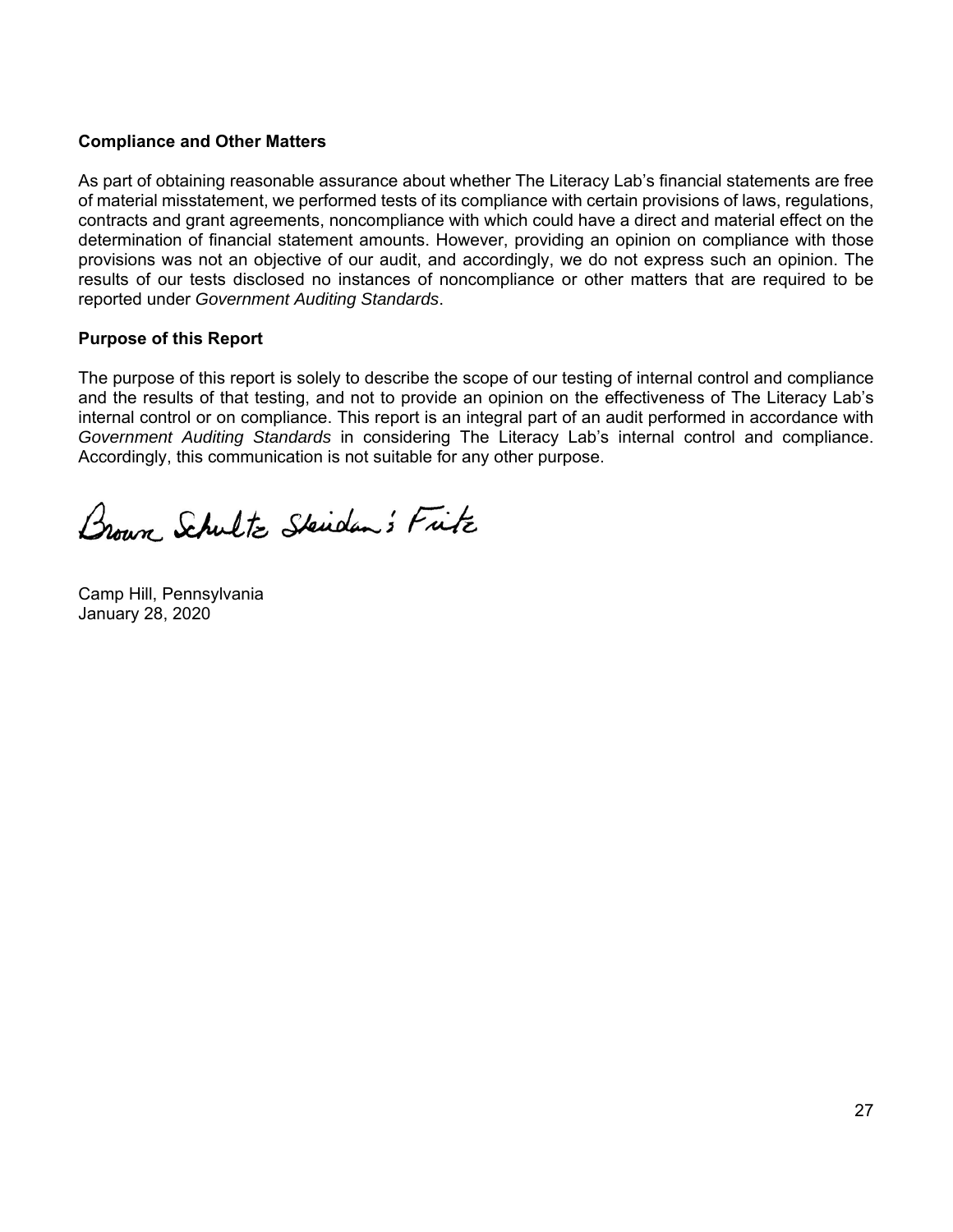**Compliance and Other Matters**

As part of obtaining reasonable assurance about whether The Literacy Lab's financial statements are free of material misstatement, we performed tests of its compliance with certain provisions of laws, regulations, contracts and grant agreements, noncompliance with which could have a direct and material effect on the determination of financial statement amounts. However, providing an opinion on compliance with those provisions was not an objective of our audit, and accordingly, we do not express such an opinion. The results of our tests disclosed no instances of noncompliance or other matters that are required to be reported under *Government Auditing Standards*.

**Purpose of this Report**

The purpose of this report is solely to describe the scope of our testing of internal control and compliance and the results of that testing, and not to provide an opinion on the effectiveness of The Literacy Lab's internal control or on compliance. This report is an integral part of an audit performed in accordance with *Government Auditing Standards* in considering The Literacy Lab's internal control and compliance. Accordingly, this communication is not suitable for any other purpose.

Brown Schultz Sheridan & Fritz

Camp Hill, Pennsylvania
January 28, 2020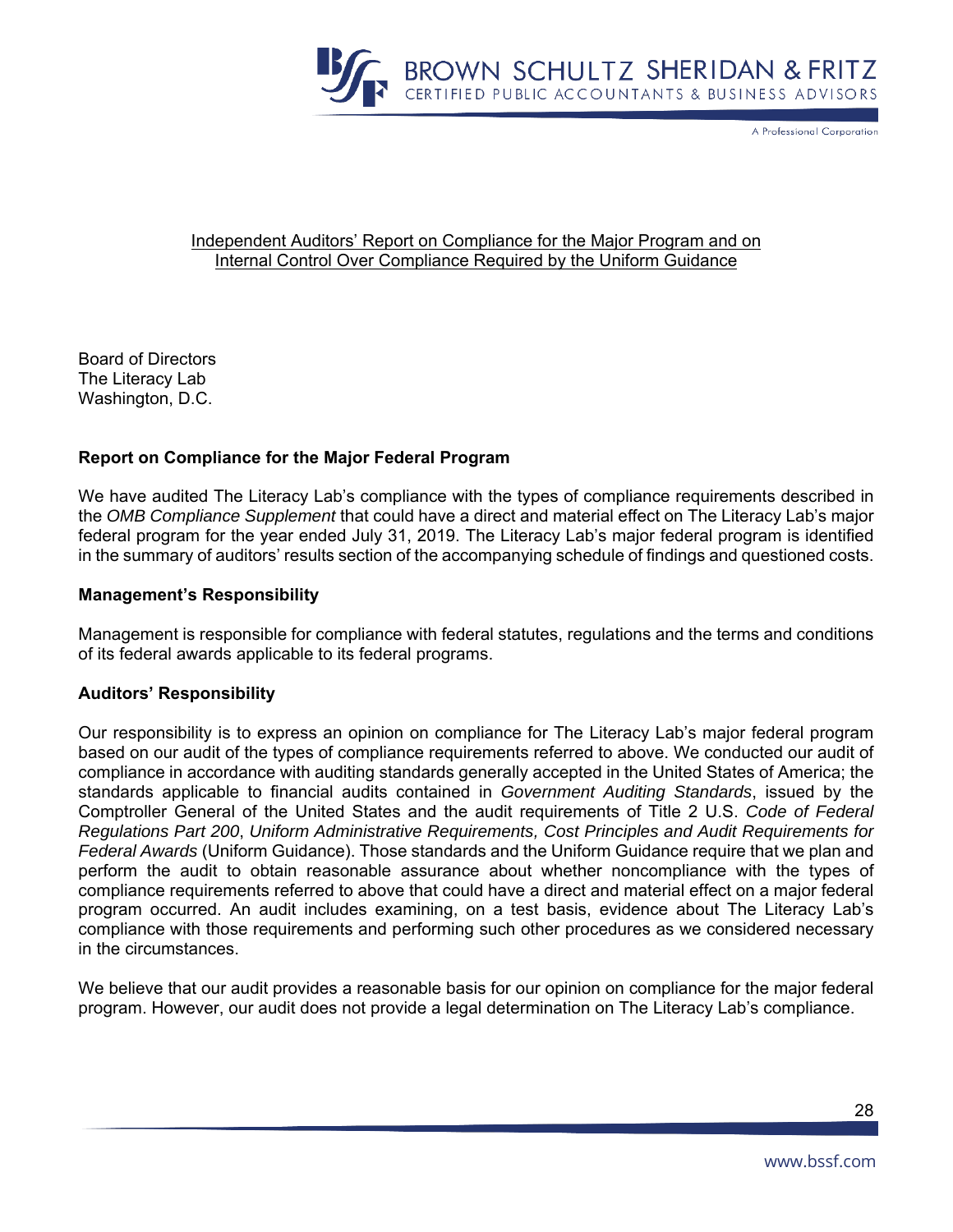Independent Auditors' Report on Compliance for the Major Program and on Internal Control Over Compliance Required by the Uniform Guidance

Board of Directors
The Literacy Lab
Washington, D.C.

**Report on Compliance for the Major Federal Program**

We have audited The Literacy Lab's compliance with the types of compliance requirements described in the *OMB Compliance Supplement* that could have a direct and material effect on The Literacy Lab's major federal program for the year ended July 31, 2019. The Literacy Lab's major federal program is identified in the summary of auditors' results section of the accompanying schedule of findings and questioned costs.

**Management's Responsibility**

Management is responsible for compliance with federal statutes, regulations and the terms and conditions of its federal awards applicable to its federal programs.

**Auditors' Responsibility**

Our responsibility is to express an opinion on compliance for The Literacy Lab's major federal program based on our audit of the types of compliance requirements referred to above. We conducted our audit of compliance in accordance with auditing standards generally accepted in the United States of America; the standards applicable to financial audits contained in *Government Auditing Standards*, issued by the Comptroller General of the United States and the audit requirements of Title 2 U.S. *Code of Federal Regulations Part 200*, *Uniform Administrative Requirements, Cost Principles and Audit Requirements for Federal Awards* (Uniform Guidance). Those standards and the Uniform Guidance require that we plan and perform the audit to obtain reasonable assurance about whether noncompliance with the types of compliance requirements referred to above that could have a direct and material effect on a major federal program occurred. An audit includes examining, on a test basis, evidence about The Literacy Lab's compliance with those requirements and performing such other procedures as we considered necessary in the circumstances.

We believe that our audit provides a reasonable basis for our opinion on compliance for the major federal program. However, our audit does not provide a legal determination on The Literacy Lab's compliance.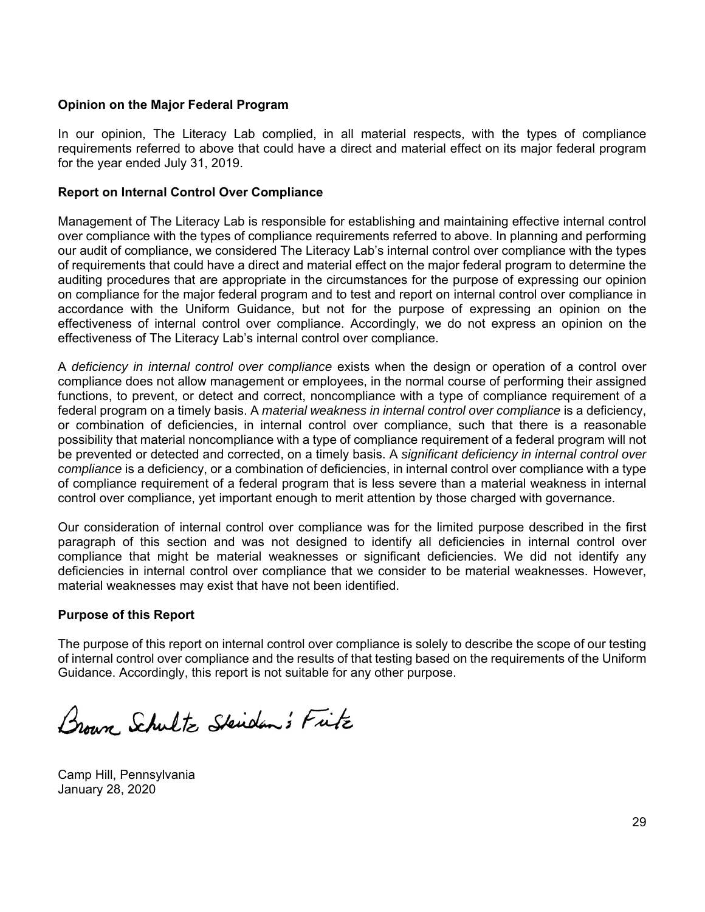**Opinion on the Major Federal Program**

In our opinion, The Literacy Lab complied, in all material respects, with the types of compliance requirements referred to above that could have a direct and material effect on its major federal program for the year ended July 31, 2019.

**Report on Internal Control Over Compliance**

Management of The Literacy Lab is responsible for establishing and maintaining effective internal control over compliance with the types of compliance requirements referred to above. In planning and performing our audit of compliance, we considered The Literacy Lab's internal control over compliance with the types of requirements that could have a direct and material effect on the major federal program to determine the auditing procedures that are appropriate in the circumstances for the purpose of expressing our opinion on compliance for the major federal program and to test and report on internal control over compliance in accordance with the Uniform Guidance, but not for the purpose of expressing an opinion on the effectiveness of internal control over compliance. Accordingly, we do not express an opinion on the effectiveness of The Literacy Lab's internal control over compliance.

A *deficiency in internal control over compliance* exists when the design or operation of a control over compliance does not allow management or employees, in the normal course of performing their assigned functions, to prevent, or detect and correct, noncompliance with a type of compliance requirement of a federal program on a timely basis. A *material weakness in internal control over compliance* is a deficiency, or combination of deficiencies, in internal control over compliance, such that there is a reasonable possibility that material noncompliance with a type of compliance requirement of a federal program will not be prevented or detected and corrected, on a timely basis. A *significant deficiency in internal control over compliance* is a deficiency, or a combination of deficiencies, in internal control over compliance with a type of compliance requirement of a federal program that is less severe than a material weakness in internal control over compliance, yet important enough to merit attention by those charged with governance.

Our consideration of internal control over compliance was for the limited purpose described in the first paragraph of this section and was not designed to identify all deficiencies in internal control over compliance that might be material weaknesses or significant deficiencies. We did not identify any deficiencies in internal control over compliance that we consider to be material weaknesses. However, material weaknesses may exist that have not been identified.

**Purpose of this Report**

The purpose of this report on internal control over compliance is solely to describe the scope of our testing of internal control over compliance and the results of that testing based on the requirements of the Uniform Guidance. Accordingly, this report is not suitable for any other purpose.

Brown Schultz Sheridan & Fritz

Camp Hill, Pennsylvania
January 28, 2020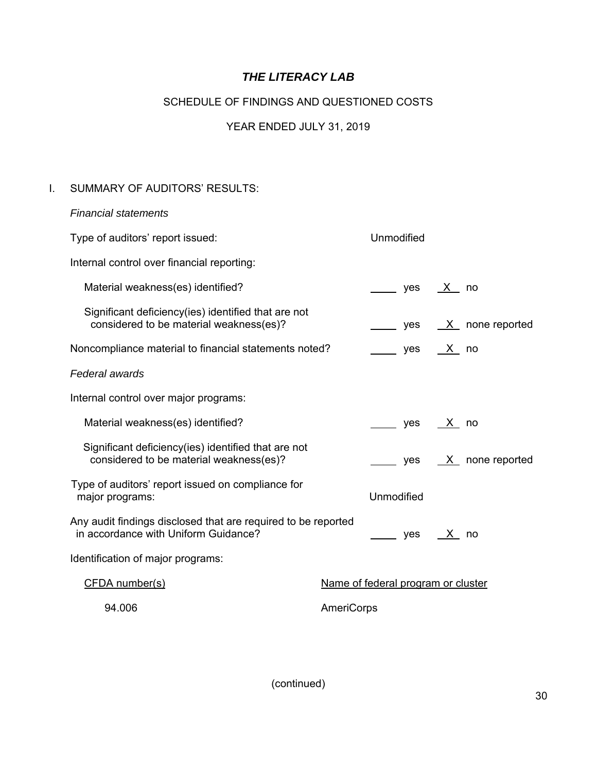# *THE LITERACY LAB*

## SCHEDULE OF FINDINGS AND QUESTIONED COSTS

## YEAR ENDED JULY 31, 2019

I. SUMMARY OF AUDITORS' RESULTS:

*Financial statements*

Type of auditors' report issued: Unmodified

Internal control over financial reporting:

- Material weakness(es) identified? \_\_\_\_ yes  \_X\_ no
- Significant deficiency(ies) identified that are not considered to be material weakness(es)? \_\_\_\_ yes  \_X\_ none reported

Noncompliance material to financial statements noted? \_\_\_\_ yes  \_X\_ no

*Federal awards*

Internal control over major programs:

- Material weakness(es) identified? \_\_\_\_ yes  \_X\_ no
- Significant deficiency(ies) identified that are not considered to be material weakness(es)? \_\_\_\_ yes  \_X\_ none reported

Type of auditors' report issued on compliance for major programs: Unmodified

Any audit findings disclosed that are required to be reported in accordance with Uniform Guidance? \_\_\_\_ yes  \_X\_ no

Identification of major programs:

| CFDA number(s) | Name of federal program or cluster |
|---|---|
| 94.006 | AmeriCorps |

(continued)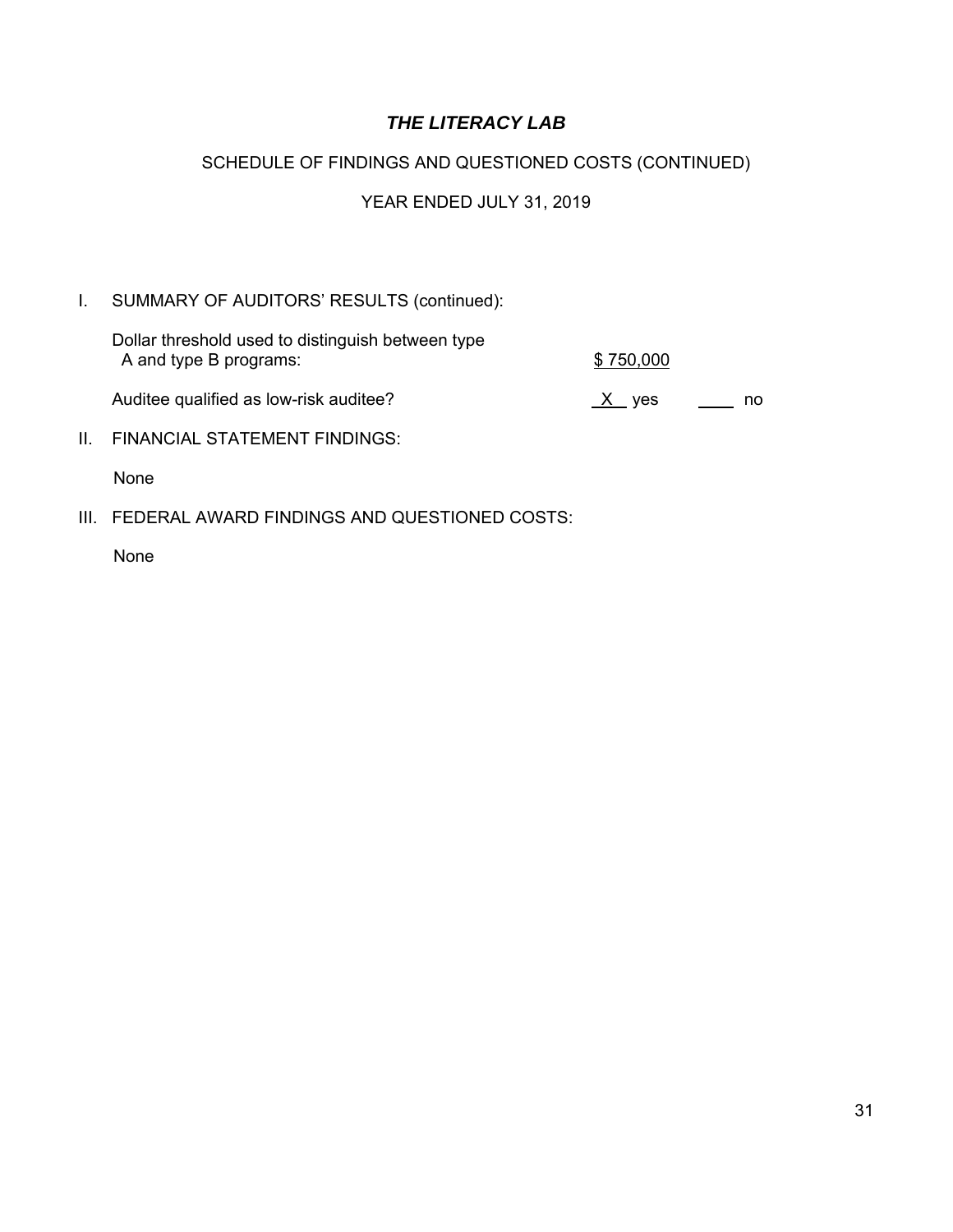# *THE LITERACY LAB*

## SCHEDULE OF FINDINGS AND QUESTIONED COSTS (CONTINUED)

### YEAR ENDED JULY 31, 2019

I. SUMMARY OF AUDITORS' RESULTS (continued):

| | | |
|---|---|---|
| Dollar threshold used to distinguish between type A and type B programs: | $ 750,000 | |
| Auditee qualified as low-risk auditee? | X yes | ____ no |

II. FINANCIAL STATEMENT FINDINGS:

None

III. FEDERAL AWARD FINDINGS AND QUESTIONED COSTS:

None